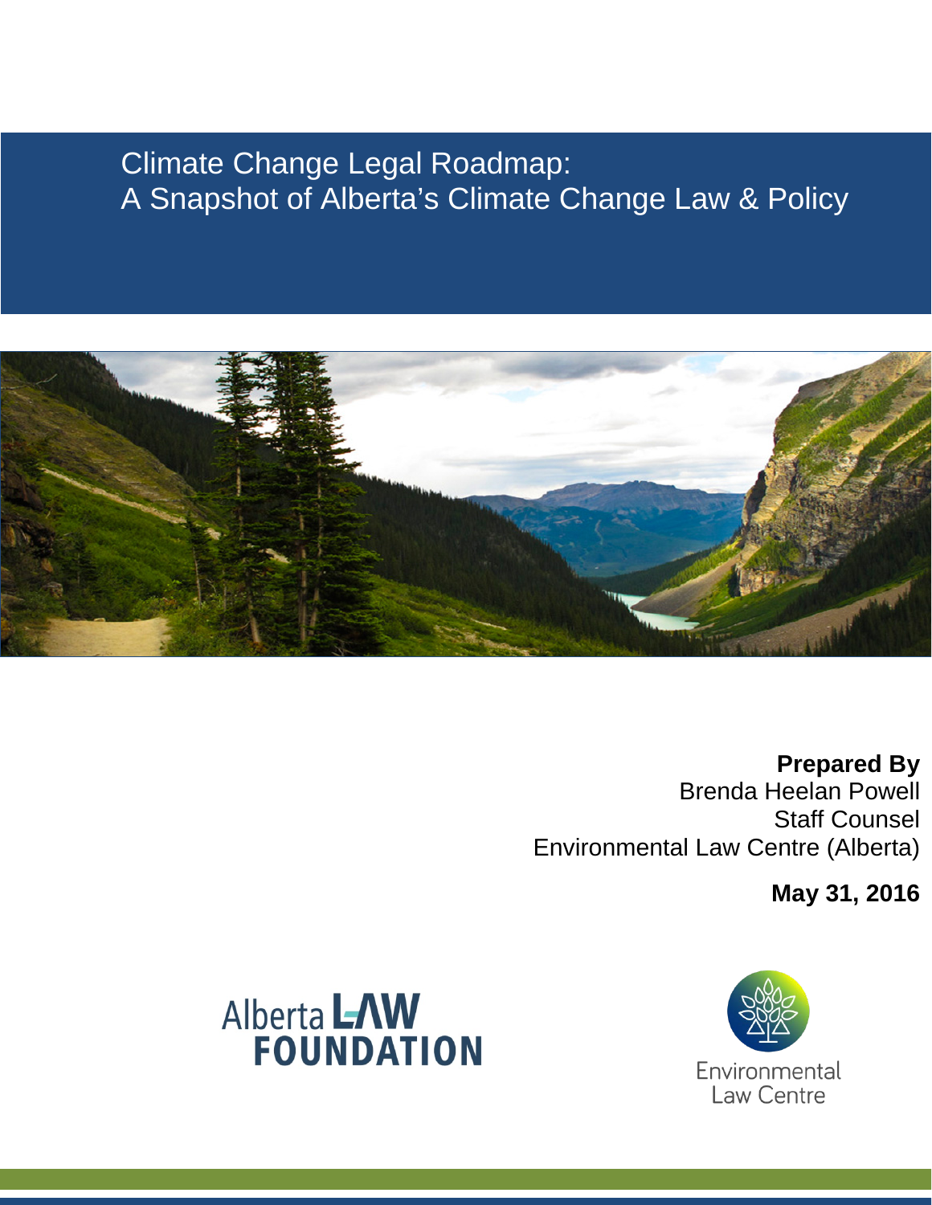# Climate Change Legal Roadmap: A Snapshot of Alberta's Climate Change Law & Policy

**Prepared By**
Brenda Heelan Powell
Staff Counsel
Environmental Law Centre (Alberta)

**May 31, 2016**

Alberta LAW FOUNDATION

Environmental Law Centre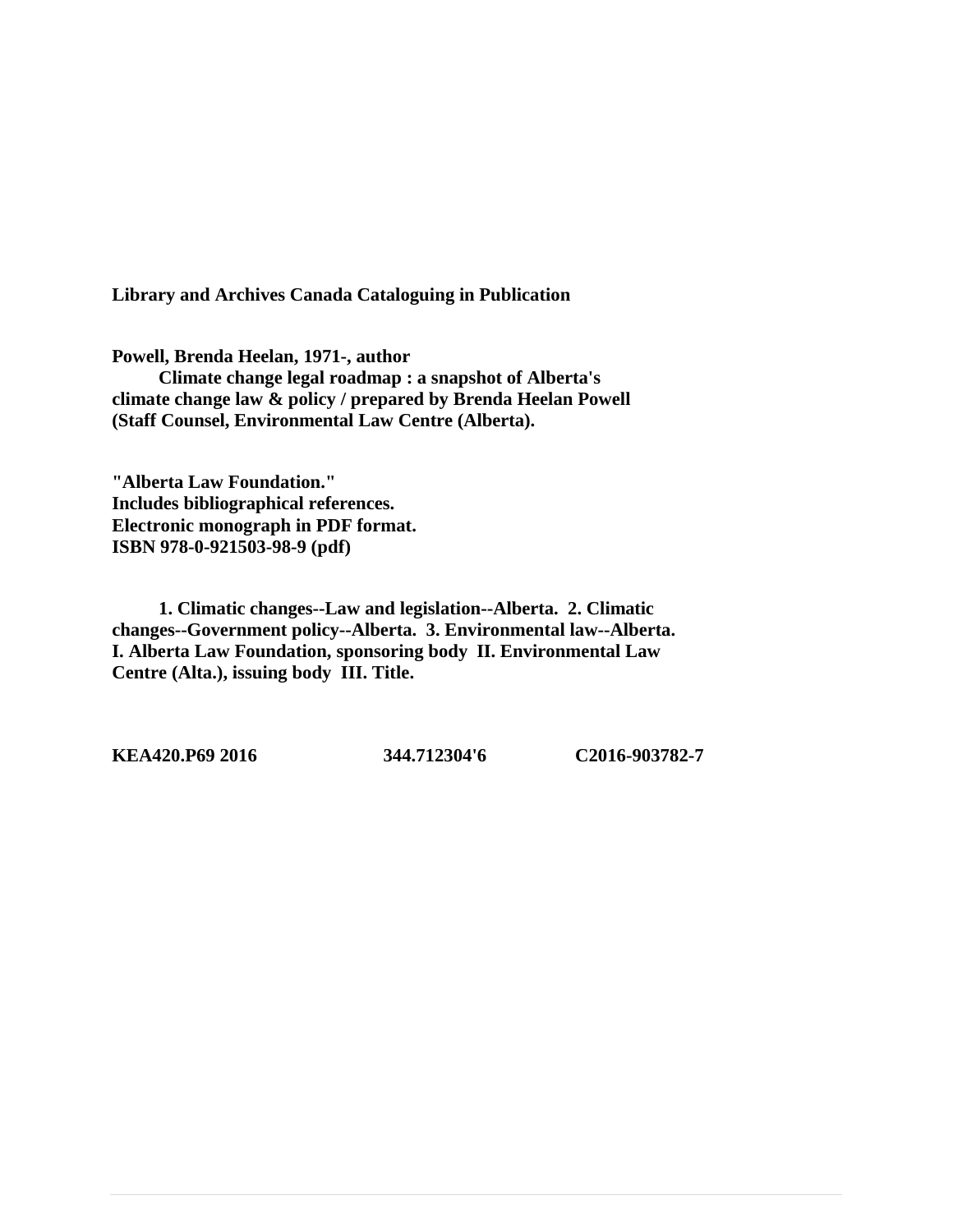**Library and Archives Canada Cataloguing in Publication**

**Powell, Brenda Heelan, 1971-, author**
**Climate change legal roadmap : a snapshot of Alberta's climate change law & policy / prepared by Brenda Heelan Powell (Staff Counsel, Environmental Law Centre (Alberta).**

**"Alberta Law Foundation."**
**Includes bibliographical references.**
**Electronic monograph in PDF format.**
**ISBN 978-0-921503-98-9 (pdf)**

**1. Climatic changes--Law and legislation--Alberta. 2. Climatic changes--Government policy--Alberta. 3. Environmental law--Alberta. I. Alberta Law Foundation, sponsoring body II. Environmental Law Centre (Alta.), issuing body III. Title.**

**KEA420.P69 2016 344.712304'6 C2016-903782-7**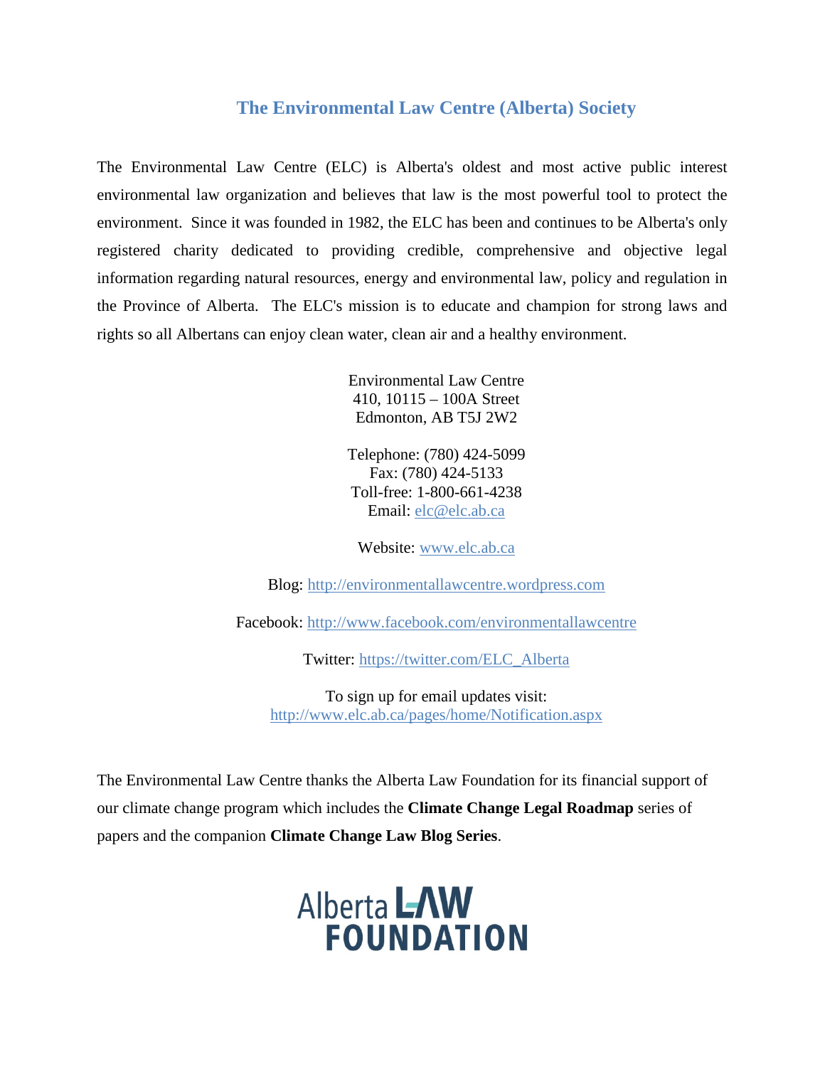## The Environmental Law Centre (Alberta) Society

The Environmental Law Centre (ELC) is Alberta's oldest and most active public interest environmental law organization and believes that law is the most powerful tool to protect the environment. Since it was founded in 1982, the ELC has been and continues to be Alberta's only registered charity dedicated to providing credible, comprehensive and objective legal information regarding natural resources, energy and environmental law, policy and regulation in the Province of Alberta. The ELC's mission is to educate and champion for strong laws and rights so all Albertans can enjoy clean water, clean air and a healthy environment.

Environmental Law Centre
410, 10115 – 100A Street
Edmonton, AB T5J 2W2

Telephone: (780) 424-5099
Fax: (780) 424-5133
Toll-free: 1-800-661-4238
Email: elc@elc.ab.ca

Website: www.elc.ab.ca

Blog: http://environmentallawcentre.wordpress.com

Facebook: http://www.facebook.com/environmentallawcentre

Twitter: https://twitter.com/ELC_Alberta

To sign up for email updates visit:
http://www.elc.ab.ca/pages/home/Notification.aspx

The Environmental Law Centre thanks the Alberta Law Foundation for its financial support of our climate change program which includes the **Climate Change Legal Roadmap** series of papers and the companion **Climate Change Law Blog Series**.

Alberta LAW FOUNDATION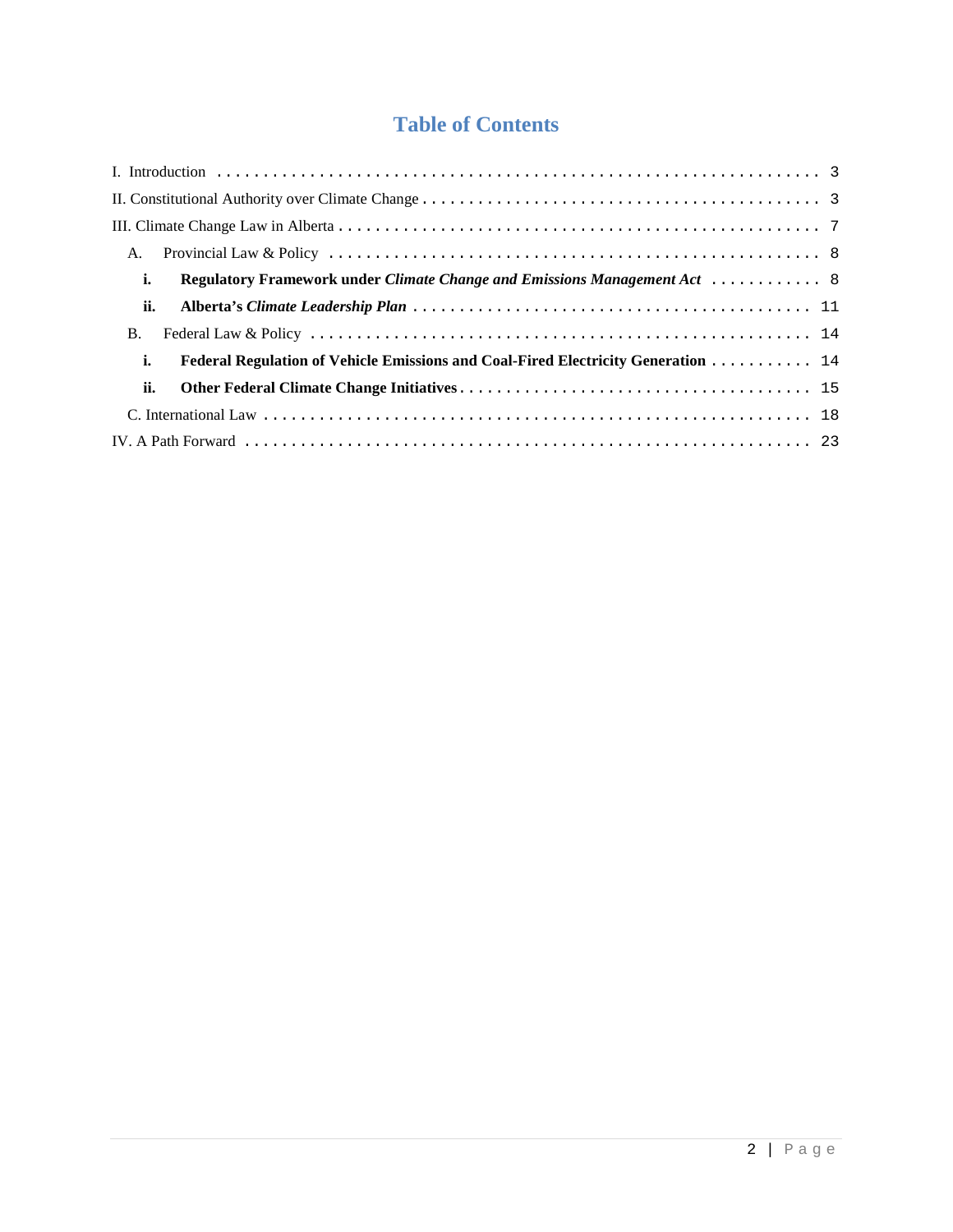# Table of Contents

I. Introduction . . . . . . . . . . . . . . . . . . . . . . . . . . . . . . . . . . . . . . . . . . . . . . . . . . . . . . . . . . . . . 3

II. Constitutional Authority over Climate Change . . . . . . . . . . . . . . . . . . . . . . . . . . . . . . . . . . . . . . . . . . 3

III. Climate Change Law in Alberta . . . . . . . . . . . . . . . . . . . . . . . . . . . . . . . . . . . . . . . . . . . . . . . . . . . . 7

A. Provincial Law & Policy . . . . . . . . . . . . . . . . . . . . . . . . . . . . . . . . . . . . . . . . . . . . . . . . . . . . 8

**i. Regulatory Framework under *Climate Change and Emissions Management Act*** . . . . . . . . . . . . 8

**ii. Alberta's *Climate Leadership Plan*** . . . . . . . . . . . . . . . . . . . . . . . . . . . . . . . . . . . . . . . . . 11

B. Federal Law & Policy . . . . . . . . . . . . . . . . . . . . . . . . . . . . . . . . . . . . . . . . . . . . . . . . . . . . . 14

**i. Federal Regulation of Vehicle Emissions and Coal-Fired Electricity Generation** . . . . . . . . . . . 14

**ii. Other Federal Climate Change Initiatives** . . . . . . . . . . . . . . . . . . . . . . . . . . . . . . . . . . . . . 15

C. International Law . . . . . . . . . . . . . . . . . . . . . . . . . . . . . . . . . . . . . . . . . . . . . . . . . . . . . . . . 18

IV. A Path Forward . . . . . . . . . . . . . . . . . . . . . . . . . . . . . . . . . . . . . . . . . . . . . . . . . . . . . . . . . . . . 23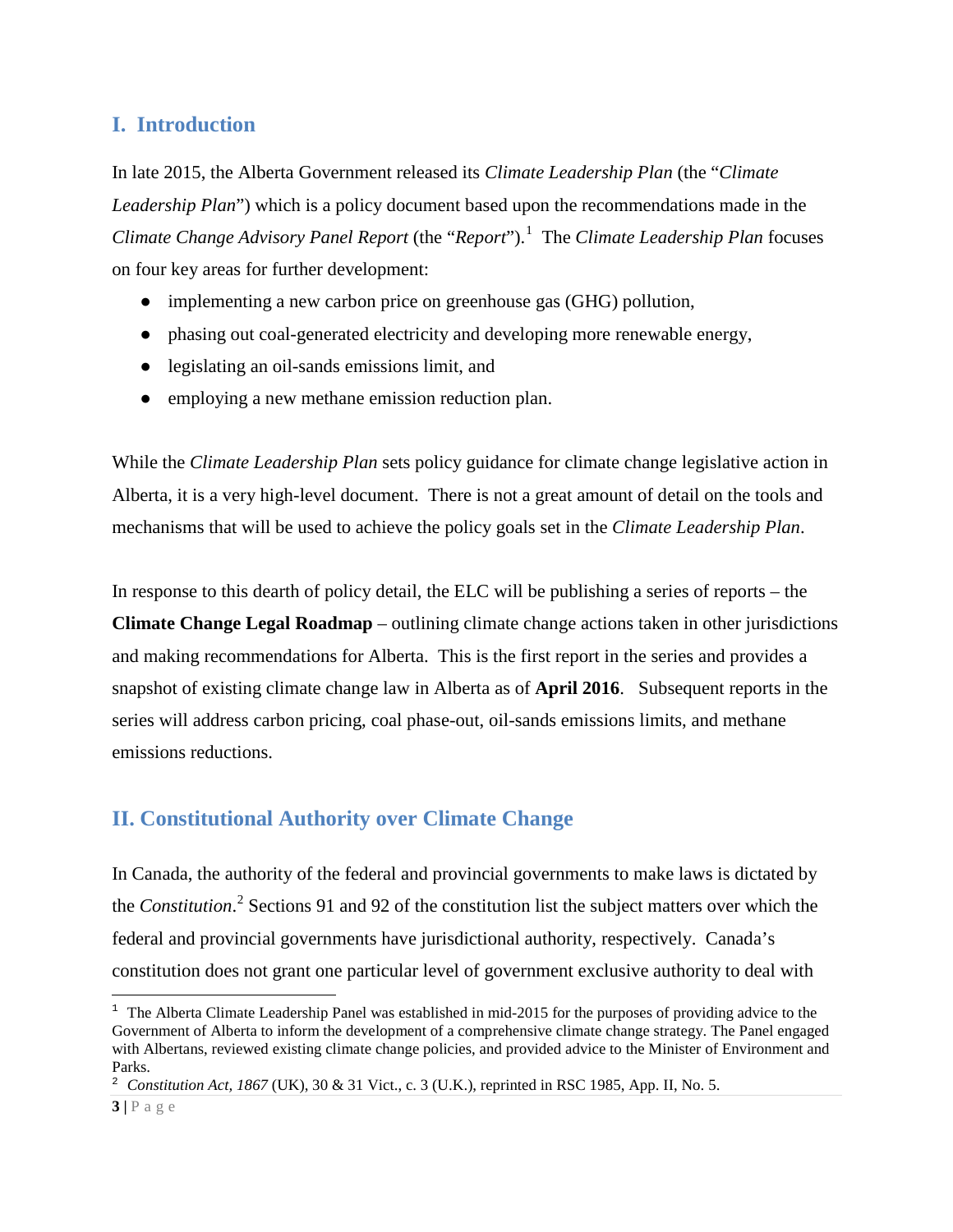## I. Introduction

In late 2015, the Alberta Government released its *Climate Leadership Plan* (the "*Climate Leadership Plan*") which is a policy document based upon the recommendations made in the *Climate Change Advisory Panel Report* (the "*Report*").[1] The *Climate Leadership Plan* focuses on four key areas for further development:

- implementing a new carbon price on greenhouse gas (GHG) pollution,
- phasing out coal-generated electricity and developing more renewable energy,
- legislating an oil-sands emissions limit, and
- employing a new methane emission reduction plan.

While the *Climate Leadership Plan* sets policy guidance for climate change legislative action in Alberta, it is a very high-level document. There is not a great amount of detail on the tools and mechanisms that will be used to achieve the policy goals set in the *Climate Leadership Plan*.

In response to this dearth of policy detail, the ELC will be publishing a series of reports – the **Climate Change Legal Roadmap** – outlining climate change actions taken in other jurisdictions and making recommendations for Alberta. This is the first report in the series and provides a snapshot of existing climate change law in Alberta as of **April 2016**. Subsequent reports in the series will address carbon pricing, coal phase-out, oil-sands emissions limits, and methane emissions reductions.

## II. Constitutional Authority over Climate Change

In Canada, the authority of the federal and provincial governments to make laws is dictated by the *Constitution*.[2] Sections 91 and 92 of the constitution list the subject matters over which the federal and provincial governments have jurisdictional authority, respectively. Canada's constitution does not grant one particular level of government exclusive authority to deal with

[1] The Alberta Climate Leadership Panel was established in mid-2015 for the purposes of providing advice to the Government of Alberta to inform the development of a comprehensive climate change strategy. The Panel engaged with Albertans, reviewed existing climate change policies, and provided advice to the Minister of Environment and Parks.

[2] *Constitution Act, 1867* (UK), 30 & 31 Vict., c. 3 (U.K.), reprinted in RSC 1985, App. II, No. 5.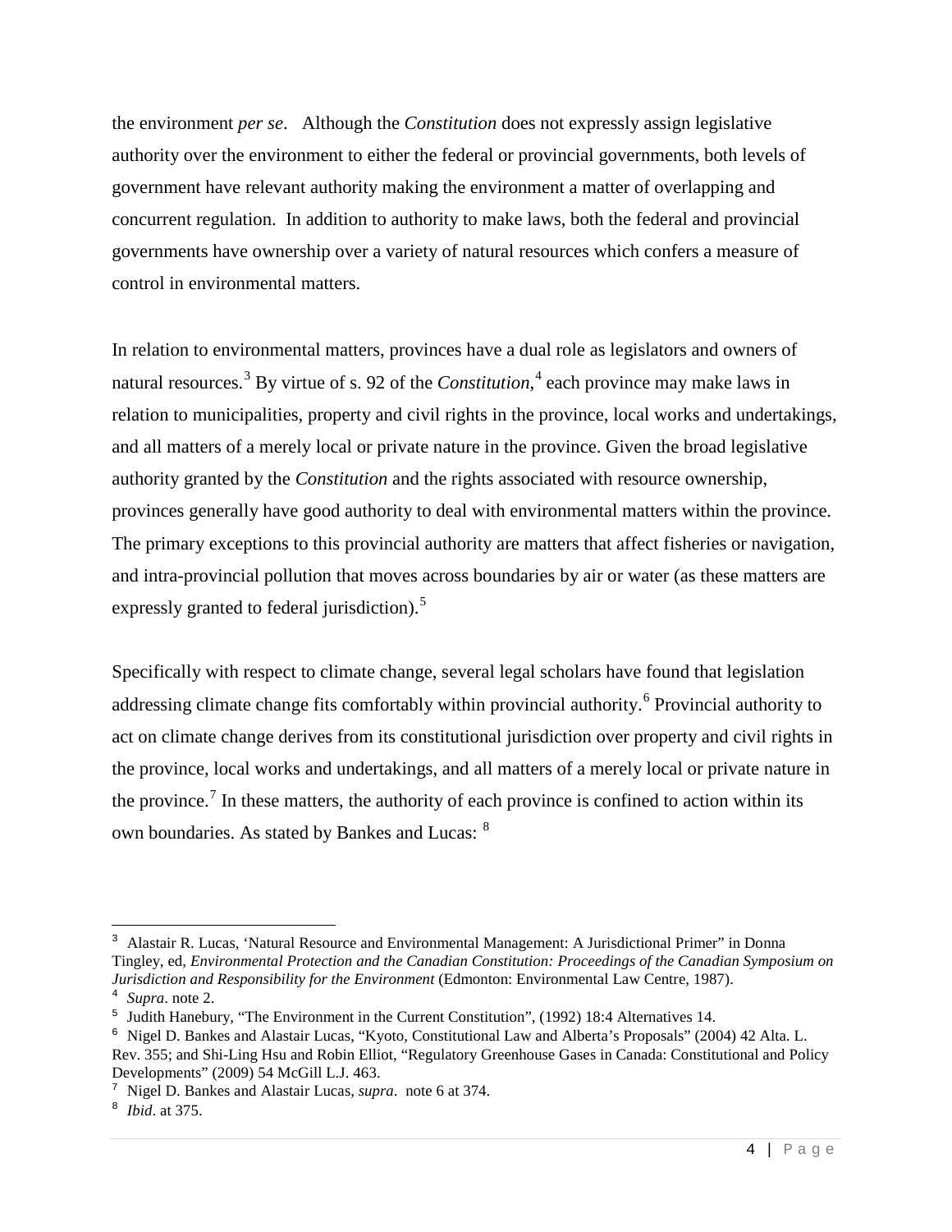the environment *per se*. Although the *Constitution* does not expressly assign legislative authority over the environment to either the federal or provincial governments, both levels of government have relevant authority making the environment a matter of overlapping and concurrent regulation. In addition to authority to make laws, both the federal and provincial governments have ownership over a variety of natural resources which confers a measure of control in environmental matters.

In relation to environmental matters, provinces have a dual role as legislators and owners of natural resources.[3] By virtue of s. 92 of the *Constitution*,[4] each province may make laws in relation to municipalities, property and civil rights in the province, local works and undertakings, and all matters of a merely local or private nature in the province. Given the broad legislative authority granted by the *Constitution* and the rights associated with resource ownership, provinces generally have good authority to deal with environmental matters within the province. The primary exceptions to this provincial authority are matters that affect fisheries or navigation, and intra-provincial pollution that moves across boundaries by air or water (as these matters are expressly granted to federal jurisdiction).[5]

Specifically with respect to climate change, several legal scholars have found that legislation addressing climate change fits comfortably within provincial authority.[6] Provincial authority to act on climate change derives from its constitutional jurisdiction over property and civil rights in the province, local works and undertakings, and all matters of a merely local or private nature in the province.[7] In these matters, the authority of each province is confined to action within its own boundaries. As stated by Bankes and Lucas: [8]

---

[3] Alastair R. Lucas, 'Natural Resource and Environmental Management: A Jurisdictional Primer" in Donna Tingley, ed, *Environmental Protection and the Canadian Constitution: Proceedings of the Canadian Symposium on Jurisdiction and Responsibility for the Environment* (Edmonton: Environmental Law Centre, 1987).

[4] *Supra*. note 2.

[5] Judith Hanebury, "The Environment in the Current Constitution", (1992) 18:4 Alternatives 14.

[6] Nigel D. Bankes and Alastair Lucas, "Kyoto, Constitutional Law and Alberta's Proposals" (2004) 42 Alta. L. Rev. 355; and Shi-Ling Hsu and Robin Elliot, "Regulatory Greenhouse Gases in Canada: Constitutional and Policy Developments" (2009) 54 McGill L.J. 463.

[7] Nigel D. Bankes and Alastair Lucas, *supra*. note 6 at 374.

[8] *Ibid*. at 375.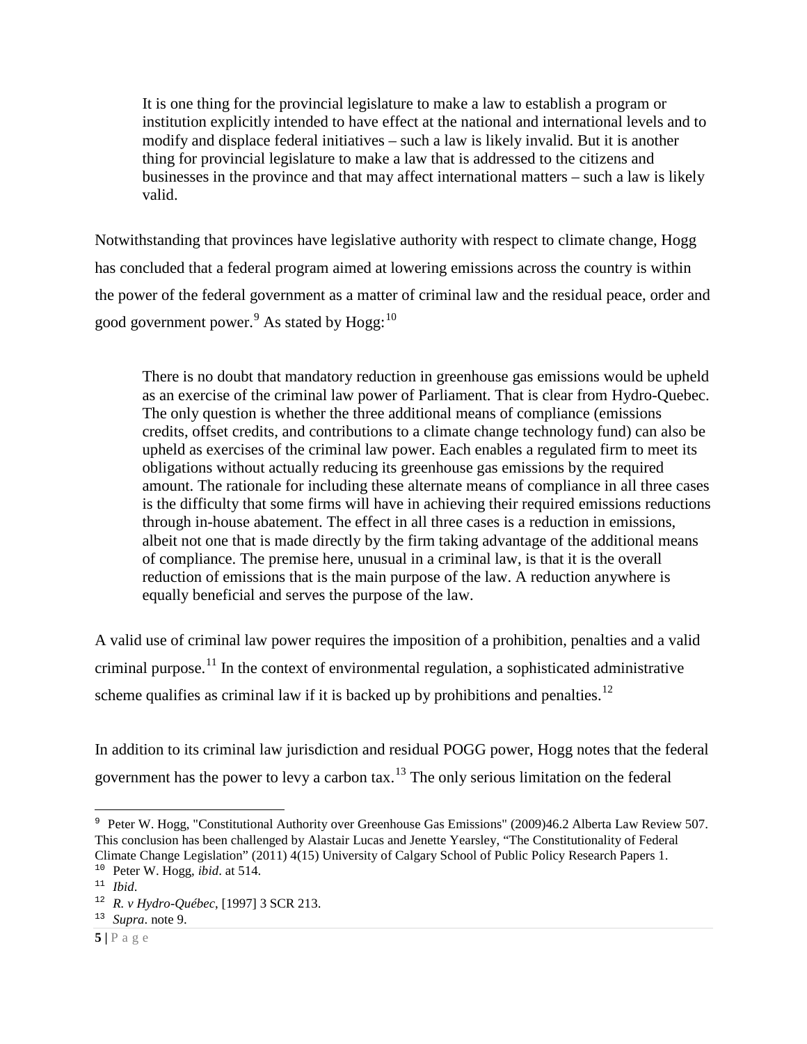> It is one thing for the provincial legislature to make a law to establish a program or institution explicitly intended to have effect at the national and international levels and to modify and displace federal initiatives – such a law is likely invalid. But it is another thing for provincial legislature to make a law that is addressed to the citizens and businesses in the province and that may affect international matters – such a law is likely valid.

Notwithstanding that provinces have legislative authority with respect to climate change, Hogg has concluded that a federal program aimed at lowering emissions across the country is within the power of the federal government as a matter of criminal law and the residual peace, order and good government power.[9] As stated by Hogg:[10]

> There is no doubt that mandatory reduction in greenhouse gas emissions would be upheld as an exercise of the criminal law power of Parliament. That is clear from Hydro-Quebec. The only question is whether the three additional means of compliance (emissions credits, offset credits, and contributions to a climate change technology fund) can also be upheld as exercises of the criminal law power. Each enables a regulated firm to meet its obligations without actually reducing its greenhouse gas emissions by the required amount. The rationale for including these alternate means of compliance in all three cases is the difficulty that some firms will have in achieving their required emissions reductions through in-house abatement. The effect in all three cases is a reduction in emissions, albeit not one that is made directly by the firm taking advantage of the additional means of compliance. The premise here, unusual in a criminal law, is that it is the overall reduction of emissions that is the main purpose of the law. A reduction anywhere is equally beneficial and serves the purpose of the law.

A valid use of criminal law power requires the imposition of a prohibition, penalties and a valid criminal purpose.[11] In the context of environmental regulation, a sophisticated administrative scheme qualifies as criminal law if it is backed up by prohibitions and penalties.[12]

In addition to its criminal law jurisdiction and residual POGG power, Hogg notes that the federal government has the power to levy a carbon tax.[13] The only serious limitation on the federal

---

[9] Peter W. Hogg, "Constitutional Authority over Greenhouse Gas Emissions" (2009)46.2 Alberta Law Review 507. This conclusion has been challenged by Alastair Lucas and Jenette Yearsley, "The Constitutionality of Federal Climate Change Legislation" (2011) 4(15) University of Calgary School of Public Policy Research Papers 1.

[10] Peter W. Hogg, *ibid*. at 514.

[11] *Ibid*.

[12] *R. v Hydro-Québec*, [1997] 3 SCR 213.

[13] *Supra*. note 9.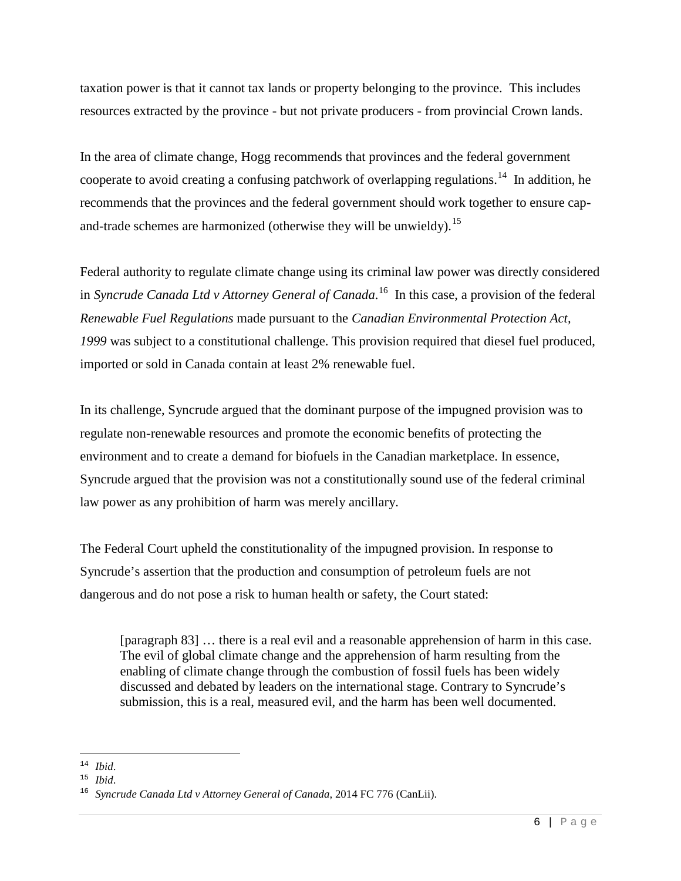taxation power is that it cannot tax lands or property belonging to the province. This includes resources extracted by the province - but not private producers - from provincial Crown lands.

In the area of climate change, Hogg recommends that provinces and the federal government cooperate to avoid creating a confusing patchwork of overlapping regulations.[14] In addition, he recommends that the provinces and the federal government should work together to ensure cap-and-trade schemes are harmonized (otherwise they will be unwieldy).[15]

Federal authority to regulate climate change using its criminal law power was directly considered in *Syncrude Canada Ltd v Attorney General of Canada*.[16] In this case, a provision of the federal *Renewable Fuel Regulations* made pursuant to the *Canadian Environmental Protection Act, 1999* was subject to a constitutional challenge. This provision required that diesel fuel produced, imported or sold in Canada contain at least 2% renewable fuel.

In its challenge, Syncrude argued that the dominant purpose of the impugned provision was to regulate non-renewable resources and promote the economic benefits of protecting the environment and to create a demand for biofuels in the Canadian marketplace. In essence, Syncrude argued that the provision was not a constitutionally sound use of the federal criminal law power as any prohibition of harm was merely ancillary.

The Federal Court upheld the constitutionality of the impugned provision. In response to Syncrude's assertion that the production and consumption of petroleum fuels are not dangerous and do not pose a risk to human health or safety, the Court stated:

> [paragraph 83] … there is a real evil and a reasonable apprehension of harm in this case. The evil of global climate change and the apprehension of harm resulting from the enabling of climate change through the combustion of fossil fuels has been widely discussed and debated by leaders on the international stage. Contrary to Syncrude's submission, this is a real, measured evil, and the harm has been well documented.

---

[14] *Ibid*.

[15] *Ibid*.

[16] *Syncrude Canada Ltd v Attorney General of Canada*, 2014 FC 776 (CanLii).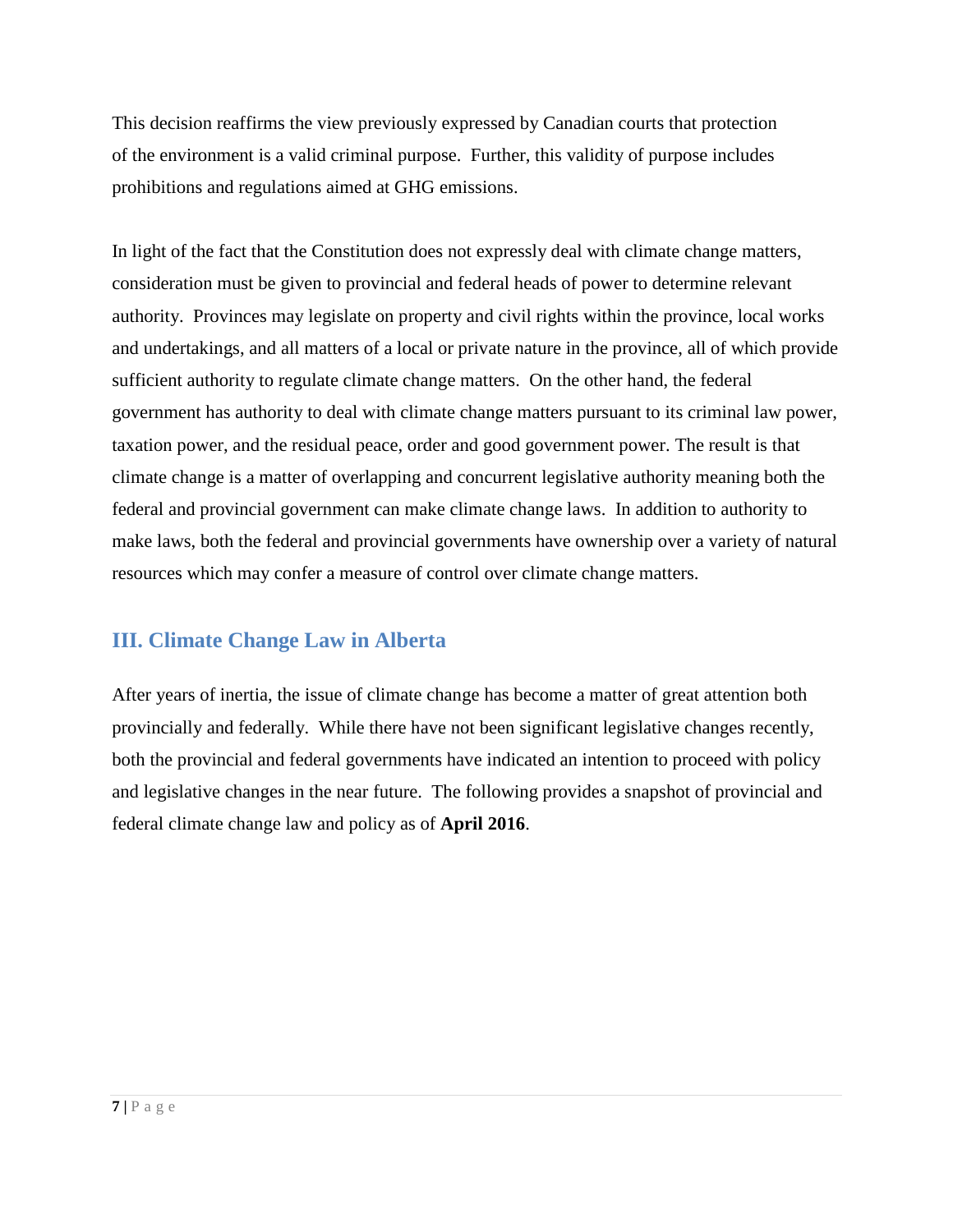This decision reaffirms the view previously expressed by Canadian courts that protection of the environment is a valid criminal purpose. Further, this validity of purpose includes prohibitions and regulations aimed at GHG emissions.

In light of the fact that the Constitution does not expressly deal with climate change matters, consideration must be given to provincial and federal heads of power to determine relevant authority. Provinces may legislate on property and civil rights within the province, local works and undertakings, and all matters of a local or private nature in the province, all of which provide sufficient authority to regulate climate change matters. On the other hand, the federal government has authority to deal with climate change matters pursuant to its criminal law power, taxation power, and the residual peace, order and good government power. The result is that climate change is a matter of overlapping and concurrent legislative authority meaning both the federal and provincial government can make climate change laws. In addition to authority to make laws, both the federal and provincial governments have ownership over a variety of natural resources which may confer a measure of control over climate change matters.

## III. Climate Change Law in Alberta

After years of inertia, the issue of climate change has become a matter of great attention both provincially and federally. While there have not been significant legislative changes recently, both the provincial and federal governments have indicated an intention to proceed with policy and legislative changes in the near future. The following provides a snapshot of provincial and federal climate change law and policy as of **April 2016**.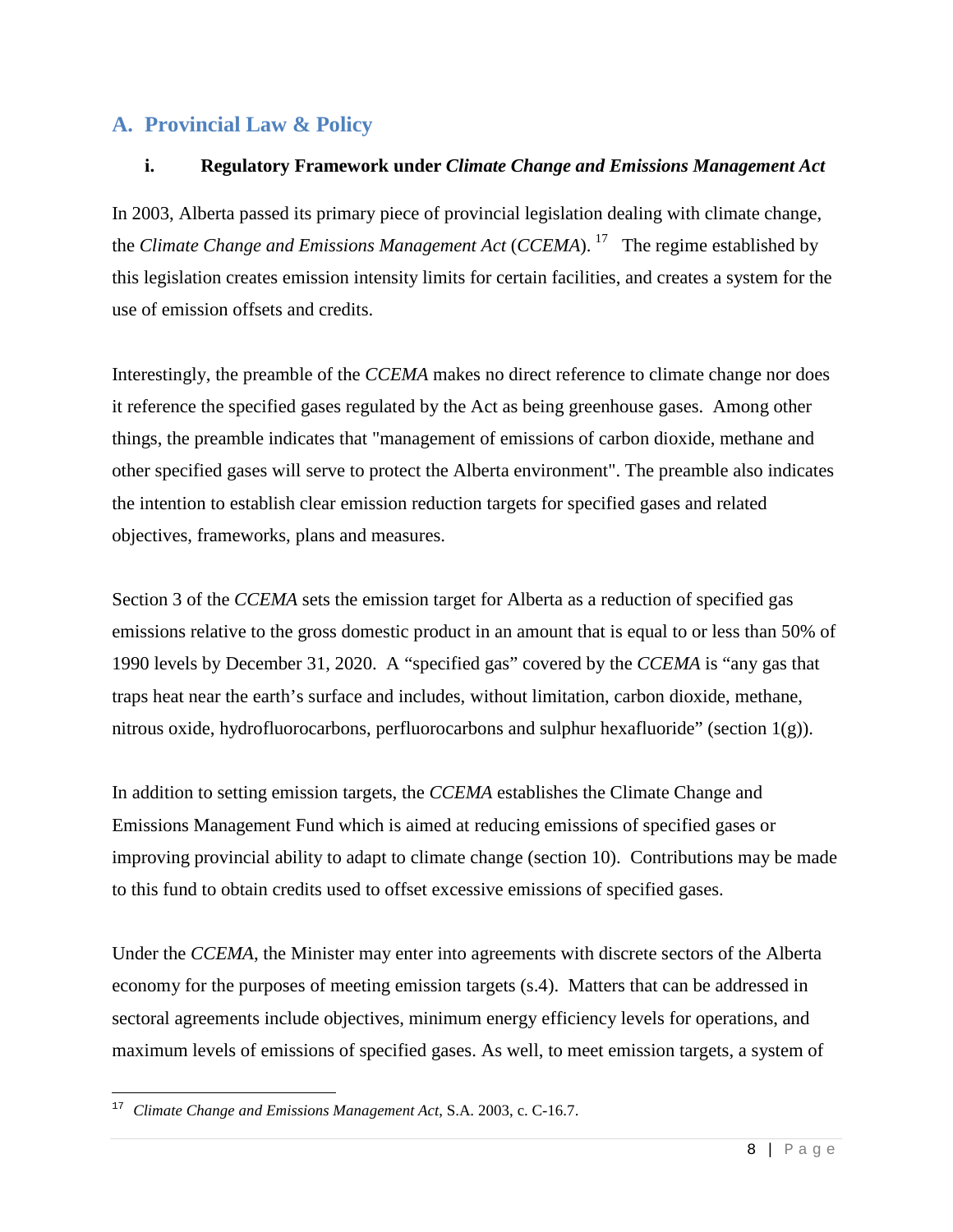## A. Provincial Law & Policy

### i. Regulatory Framework under *Climate Change and Emissions Management Act*

In 2003, Alberta passed its primary piece of provincial legislation dealing with climate change, the *Climate Change and Emissions Management Act* (*CCEMA*).[17] The regime established by this legislation creates emission intensity limits for certain facilities, and creates a system for the use of emission offsets and credits.

Interestingly, the preamble of the *CCEMA* makes no direct reference to climate change nor does it reference the specified gases regulated by the Act as being greenhouse gases. Among other things, the preamble indicates that "management of emissions of carbon dioxide, methane and other specified gases will serve to protect the Alberta environment". The preamble also indicates the intention to establish clear emission reduction targets for specified gases and related objectives, frameworks, plans and measures.

Section 3 of the *CCEMA* sets the emission target for Alberta as a reduction of specified gas emissions relative to the gross domestic product in an amount that is equal to or less than 50% of 1990 levels by December 31, 2020. A "specified gas" covered by the *CCEMA* is "any gas that traps heat near the earth's surface and includes, without limitation, carbon dioxide, methane, nitrous oxide, hydrofluorocarbons, perfluorocarbons and sulphur hexafluoride" (section 1(g)).

In addition to setting emission targets, the *CCEMA* establishes the Climate Change and Emissions Management Fund which is aimed at reducing emissions of specified gases or improving provincial ability to adapt to climate change (section 10). Contributions may be made to this fund to obtain credits used to offset excessive emissions of specified gases.

Under the *CCEMA*, the Minister may enter into agreements with discrete sectors of the Alberta economy for the purposes of meeting emission targets (s.4). Matters that can be addressed in sectoral agreements include objectives, minimum energy efficiency levels for operations, and maximum levels of emissions of specified gases. As well, to meet emission targets, a system of

[17] *Climate Change and Emissions Management Act*, S.A. 2003, c. C-16.7.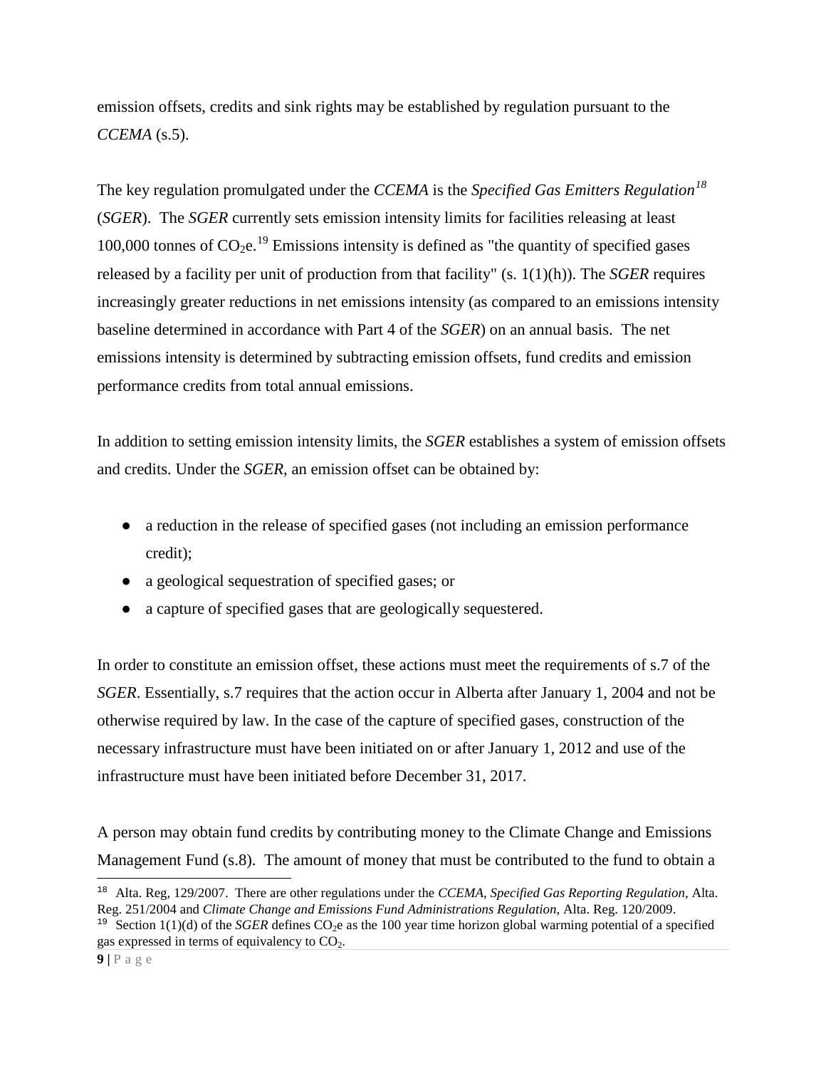emission offsets, credits and sink rights may be established by regulation pursuant to the *CCEMA* (s.5).

The key regulation promulgated under the *CCEMA* is the *Specified Gas Emitters Regulation*[18] (*SGER*). The *SGER* currently sets emission intensity limits for facilities releasing at least 100,000 tonnes of $CO_2e$.[19] Emissions intensity is defined as "the quantity of specified gases released by a facility per unit of production from that facility" (s. 1(1)(h)). The *SGER* requires increasingly greater reductions in net emissions intensity (as compared to an emissions intensity baseline determined in accordance with Part 4 of the *SGER*) on an annual basis. The net emissions intensity is determined by subtracting emission offsets, fund credits and emission performance credits from total annual emissions.

In addition to setting emission intensity limits, the *SGER* establishes a system of emission offsets and credits. Under the *SGER*, an emission offset can be obtained by:

- a reduction in the release of specified gases (not including an emission performance credit);
- a geological sequestration of specified gases; or
- a capture of specified gases that are geologically sequestered.

In order to constitute an emission offset, these actions must meet the requirements of s.7 of the *SGER*. Essentially, s.7 requires that the action occur in Alberta after January 1, 2004 and not be otherwise required by law. In the case of the capture of specified gases, construction of the necessary infrastructure must have been initiated on or after January 1, 2012 and use of the infrastructure must have been initiated before December 31, 2017.

A person may obtain fund credits by contributing money to the Climate Change and Emissions Management Fund (s.8). The amount of money that must be contributed to the fund to obtain a

---

[18] Alta. Reg, 129/2007. There are other regulations under the *CCEMA*, *Specified Gas Reporting Regulation*, Alta. Reg. 251/2004 and *Climate Change and Emissions Fund Administrations Regulation*, Alta. Reg. 120/2009.

[19] Section 1(1)(d) of the *SGER* defines $CO_2e$ as the 100 year time horizon global warming potential of a specified gas expressed in terms of equivalency to $CO_2$.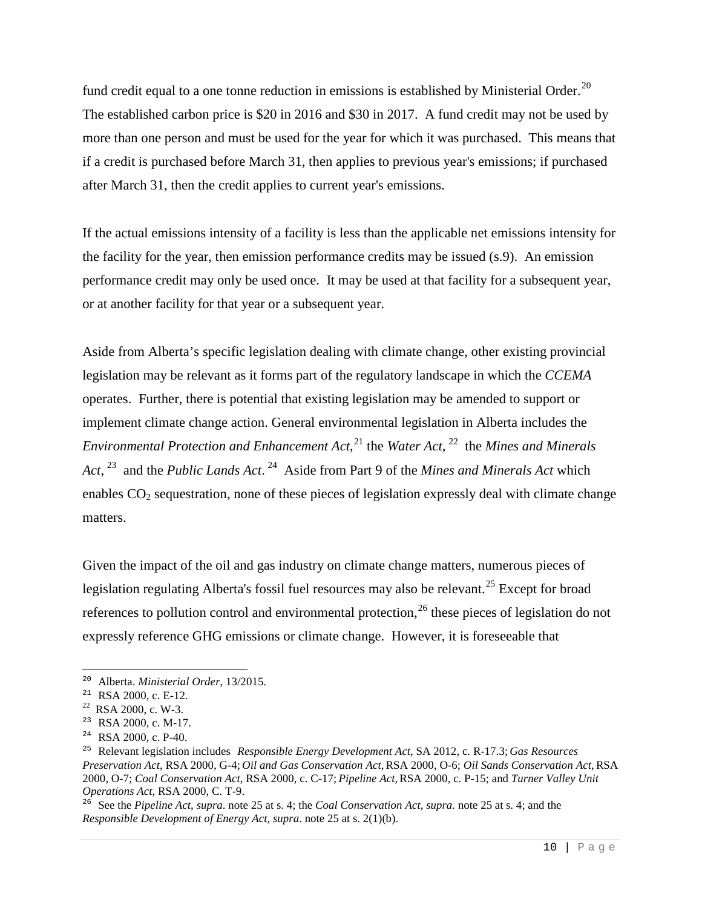fund credit equal to a one tonne reduction in emissions is established by Ministerial Order.[20] The established carbon price is $20 in 2016 and $30 in 2017. A fund credit may not be used by more than one person and must be used for the year for which it was purchased. This means that if a credit is purchased before March 31, then applies to previous year's emissions; if purchased after March 31, then the credit applies to current year's emissions.

If the actual emissions intensity of a facility is less than the applicable net emissions intensity for the facility for the year, then emission performance credits may be issued (s.9). An emission performance credit may only be used once. It may be used at that facility for a subsequent year, or at another facility for that year or a subsequent year.

Aside from Alberta's specific legislation dealing with climate change, other existing provincial legislation may be relevant as it forms part of the regulatory landscape in which the *CCEMA* operates. Further, there is potential that existing legislation may be amended to support or implement climate change action. General environmental legislation in Alberta includes the *Environmental Protection and Enhancement Act*,[21] the *Water Act*,[22] the *Mines and Minerals Act*,[23] and the *Public Lands Act*.[24] Aside from Part 9 of the *Mines and Minerals Act* which enables $CO_2$ sequestration, none of these pieces of legislation expressly deal with climate change matters.

Given the impact of the oil and gas industry on climate change matters, numerous pieces of legislation regulating Alberta's fossil fuel resources may also be relevant.[25] Except for broad references to pollution control and environmental protection,[26] these pieces of legislation do not expressly reference GHG emissions or climate change. However, it is foreseeable that

[20] Alberta. *Ministerial Order*, 13/2015.

[21] RSA 2000, c. E-12.

[22] RSA 2000, c. W-3.

[23] RSA 2000, c. M-17.

[24] RSA 2000, c. P-40.

[25] Relevant legislation includes *Responsible Energy Development Act*, SA 2012, c. R-17.3; *Gas Resources Preservation Act*, RSA 2000, G-4; *Oil and Gas Conservation Act*, RSA 2000, O-6; *Oil Sands Conservation Act*, RSA 2000, O-7; *Coal Conservation Act*, RSA 2000, c. C-17; *Pipeline Act*, RSA 2000, c. P-15; and *Turner Valley Unit Operations Act*, RSA 2000, C. T-9.

[26] See the *Pipeline Act*, *supra*. note 25 at s. 4; the *Coal Conservation Act*, *supra*. note 25 at s. 4; and the *Responsible Development of Energy Act*, *supra*. note 25 at s. 2(1)(b).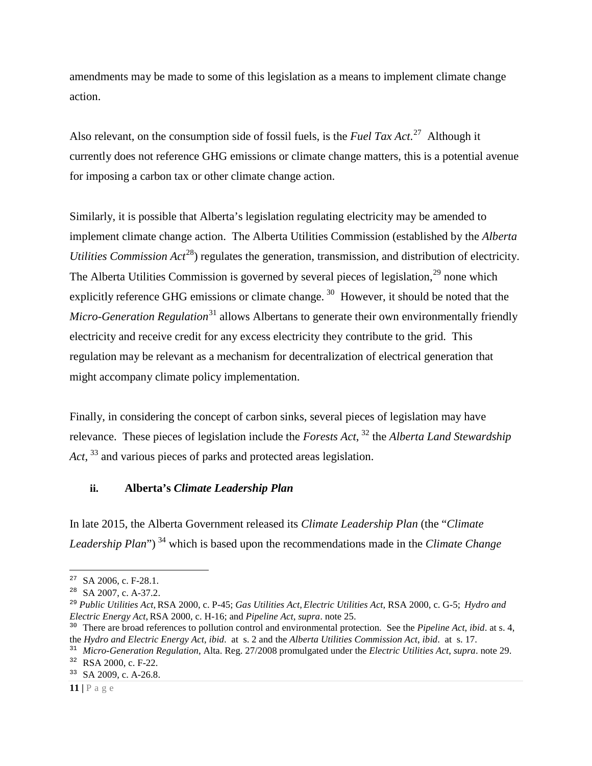amendments may be made to some of this legislation as a means to implement climate change action.

Also relevant, on the consumption side of fossil fuels, is the *Fuel Tax Act*.[27] Although it currently does not reference GHG emissions or climate change matters, this is a potential avenue for imposing a carbon tax or other climate change action.

Similarly, it is possible that Alberta's legislation regulating electricity may be amended to implement climate change action. The Alberta Utilities Commission (established by the *Alberta Utilities Commission Act*[28]) regulates the generation, transmission, and distribution of electricity. The Alberta Utilities Commission is governed by several pieces of legislation,[29] none which explicitly reference GHG emissions or climate change.[30] However, it should be noted that the *Micro-Generation Regulation*[31] allows Albertans to generate their own environmentally friendly electricity and receive credit for any excess electricity they contribute to the grid. This regulation may be relevant as a mechanism for decentralization of electrical generation that might accompany climate policy implementation.

Finally, in considering the concept of carbon sinks, several pieces of legislation may have relevance. These pieces of legislation include the *Forests Act*,[32] the *Alberta Land Stewardship Act*,[33] and various pieces of parks and protected areas legislation.

### ii. Alberta's *Climate Leadership Plan*

In late 2015, the Alberta Government released its *Climate Leadership Plan* (the "*Climate Leadership Plan*")[34] which is based upon the recommendations made in the *Climate Change*

---

[27] SA 2006, c. F-28.1.

[28] SA 2007, c. A-37.2.

[29] *Public Utilities Act,* RSA 2000, c. P-45; *Gas Utilities Act, Electric Utilities Act*, RSA 2000, c. G-5; *Hydro and Electric Energy Act,* RSA 2000, c. H-16; and *Pipeline Act*, *supra*. note 25.

[30] There are broad references to pollution control and environmental protection. See the *Pipeline Act*, *ibid*. at s. 4, the *Hydro and Electric Energy Act*, *ibid*. at s. 2 and the *Alberta Utilities Commission Act*, *ibid*. at s. 17.

[31] *Micro-Generation Regulation*, Alta. Reg. 27/2008 promulgated under the *Electric Utilities Act*, *supra*. note 29.

[32] RSA 2000, c. F-22.

[33] SA 2009, c. A-26.8.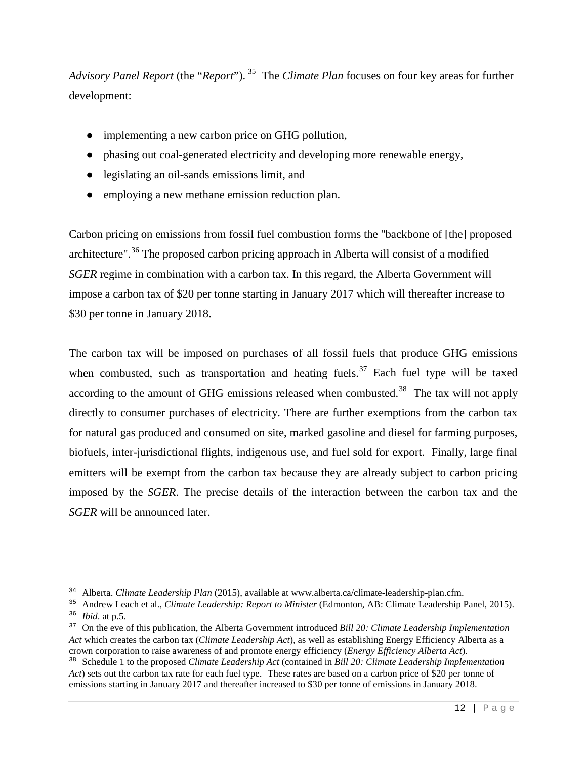*Advisory Panel Report* (the "*Report*").[35] The *Climate Plan* focuses on four key areas for further development:

- implementing a new carbon price on GHG pollution,
- phasing out coal-generated electricity and developing more renewable energy,
- legislating an oil-sands emissions limit, and
- employing a new methane emission reduction plan.

Carbon pricing on emissions from fossil fuel combustion forms the "backbone of [the] proposed architecture".[36] The proposed carbon pricing approach in Alberta will consist of a modified *SGER* regime in combination with a carbon tax. In this regard, the Alberta Government will impose a carbon tax of $20 per tonne starting in January 2017 which will thereafter increase to $30 per tonne in January 2018.

The carbon tax will be imposed on purchases of all fossil fuels that produce GHG emissions when combusted, such as transportation and heating fuels.[37] Each fuel type will be taxed according to the amount of GHG emissions released when combusted.[38] The tax will not apply directly to consumer purchases of electricity. There are further exemptions from the carbon tax for natural gas produced and consumed on site, marked gasoline and diesel for farming purposes, biofuels, inter-jurisdictional flights, indigenous use, and fuel sold for export. Finally, large final emitters will be exempt from the carbon tax because they are already subject to carbon pricing imposed by the *SGER*. The precise details of the interaction between the carbon tax and the *SGER* will be announced later.

---

[34] Alberta. *Climate Leadership Plan* (2015), available at www.alberta.ca/climate-leadership-plan.cfm.

[35] Andrew Leach et al., *Climate Leadership: Report to Minister* (Edmonton, AB: Climate Leadership Panel, 2015).

[36] *Ibid*. at p.5.

[37] On the eve of this publication, the Alberta Government introduced *Bill 20: Climate Leadership Implementation Act* which creates the carbon tax (*Climate Leadership Act*), as well as establishing Energy Efficiency Alberta as a crown corporation to raise awareness of and promote energy efficiency (*Energy Efficiency Alberta Act*).

[38] Schedule 1 to the proposed *Climate Leadership Act* (contained in *Bill 20: Climate Leadership Implementation Act*) sets out the carbon tax rate for each fuel type. These rates are based on a carbon price of $20 per tonne of emissions starting in January 2017 and thereafter increased to $30 per tonne of emissions in January 2018.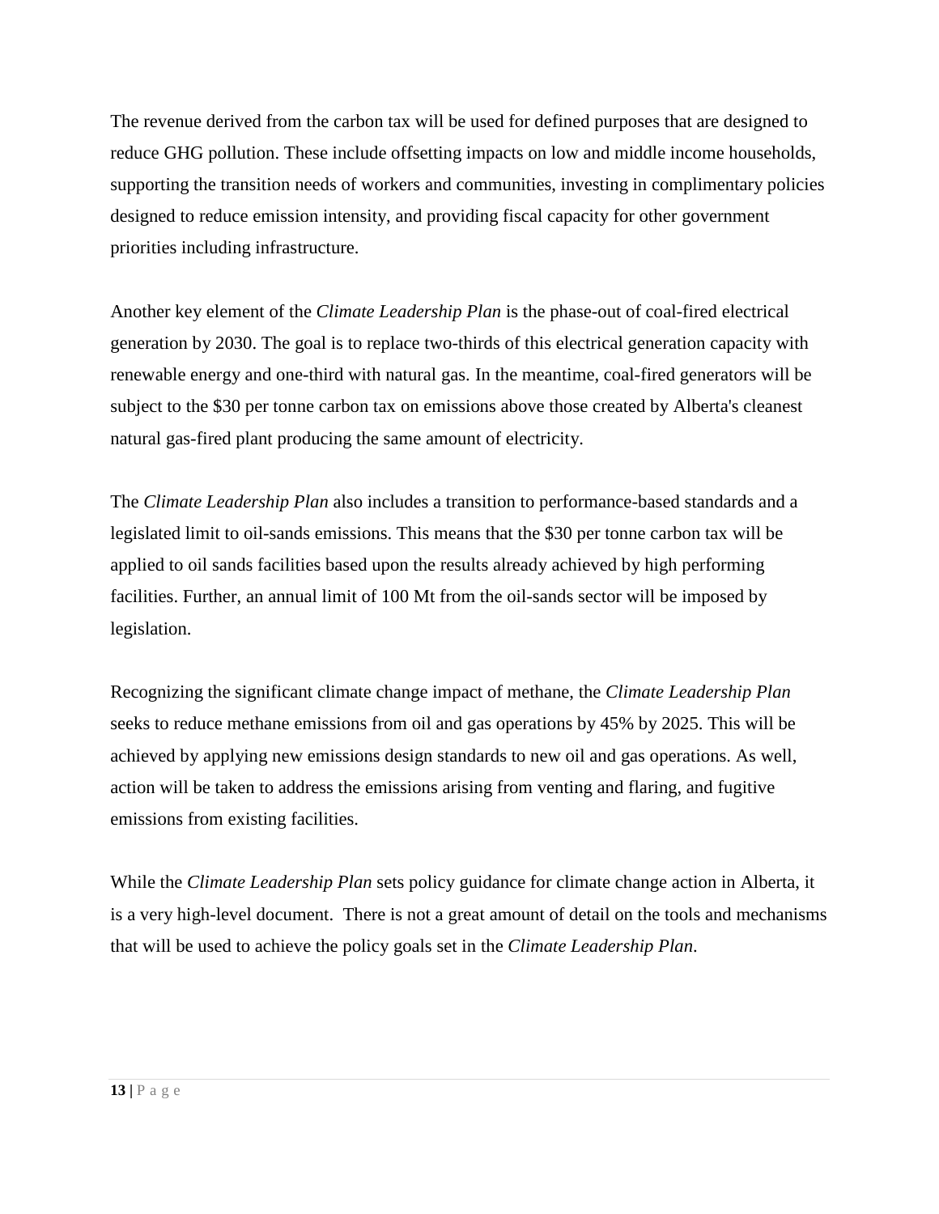The revenue derived from the carbon tax will be used for defined purposes that are designed to reduce GHG pollution. These include offsetting impacts on low and middle income households, supporting the transition needs of workers and communities, investing in complimentary policies designed to reduce emission intensity, and providing fiscal capacity for other government priorities including infrastructure.

Another key element of the *Climate Leadership Plan* is the phase-out of coal-fired electrical generation by 2030. The goal is to replace two-thirds of this electrical generation capacity with renewable energy and one-third with natural gas. In the meantime, coal-fired generators will be subject to the $30 per tonne carbon tax on emissions above those created by Alberta's cleanest natural gas-fired plant producing the same amount of electricity.

The *Climate Leadership Plan* also includes a transition to performance-based standards and a legislated limit to oil-sands emissions. This means that the $30 per tonne carbon tax will be applied to oil sands facilities based upon the results already achieved by high performing facilities. Further, an annual limit of 100 Mt from the oil-sands sector will be imposed by legislation.

Recognizing the significant climate change impact of methane, the *Climate Leadership Plan* seeks to reduce methane emissions from oil and gas operations by 45% by 2025. This will be achieved by applying new emissions design standards to new oil and gas operations. As well, action will be taken to address the emissions arising from venting and flaring, and fugitive emissions from existing facilities.

While the *Climate Leadership Plan* sets policy guidance for climate change action in Alberta, it is a very high-level document. There is not a great amount of detail on the tools and mechanisms that will be used to achieve the policy goals set in the *Climate Leadership Plan*.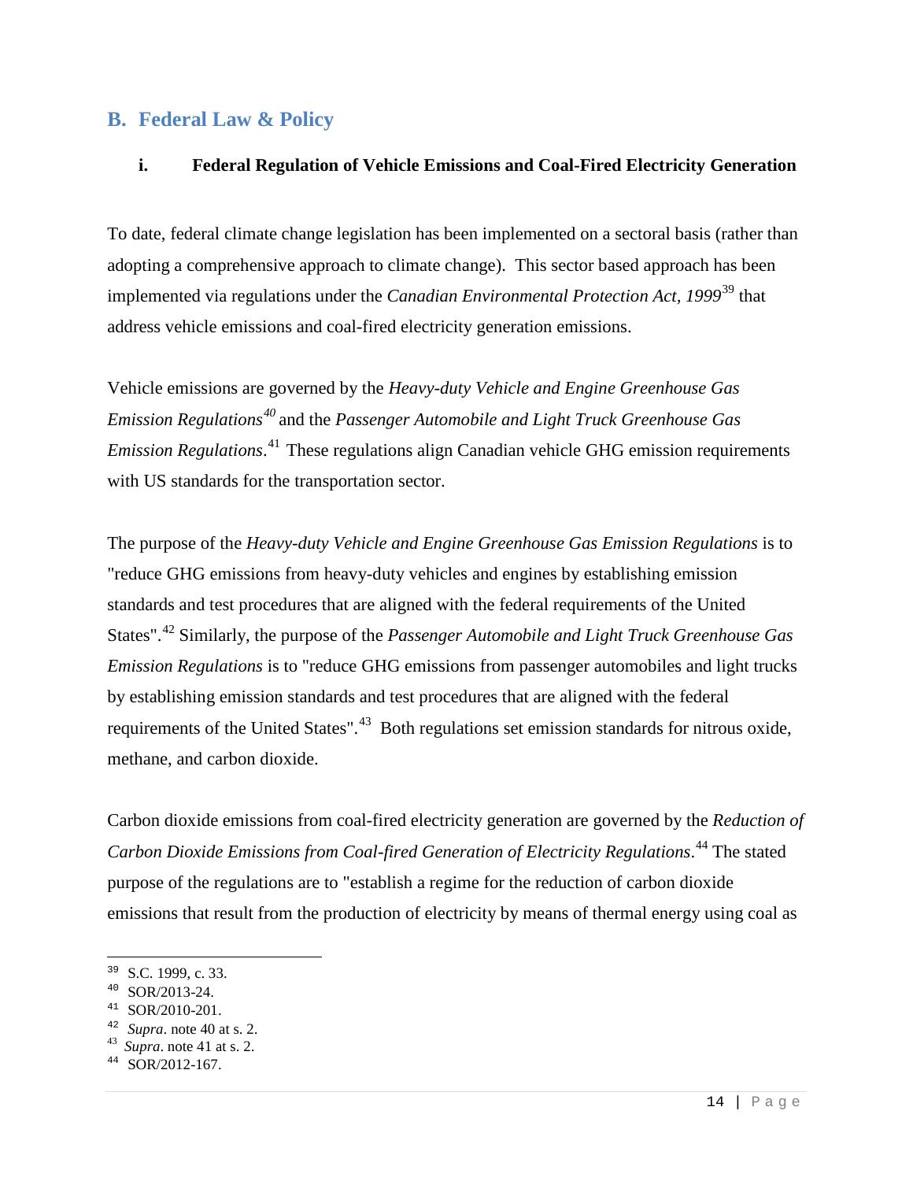## B. Federal Law & Policy

### i. Federal Regulation of Vehicle Emissions and Coal-Fired Electricity Generation

To date, federal climate change legislation has been implemented on a sectoral basis (rather than adopting a comprehensive approach to climate change). This sector based approach has been implemented via regulations under the *Canadian Environmental Protection Act, 1999*[39] that address vehicle emissions and coal-fired electricity generation emissions.

Vehicle emissions are governed by the *Heavy-duty Vehicle and Engine Greenhouse Gas Emission Regulations*[40] and the *Passenger Automobile and Light Truck Greenhouse Gas Emission Regulations*.[41] These regulations align Canadian vehicle GHG emission requirements with US standards for the transportation sector.

The purpose of the *Heavy-duty Vehicle and Engine Greenhouse Gas Emission Regulations* is to "reduce GHG emissions from heavy-duty vehicles and engines by establishing emission standards and test procedures that are aligned with the federal requirements of the United States".[42] Similarly, the purpose of the *Passenger Automobile and Light Truck Greenhouse Gas Emission Regulations* is to "reduce GHG emissions from passenger automobiles and light trucks by establishing emission standards and test procedures that are aligned with the federal requirements of the United States".[43] Both regulations set emission standards for nitrous oxide, methane, and carbon dioxide.

Carbon dioxide emissions from coal-fired electricity generation are governed by the *Reduction of Carbon Dioxide Emissions from Coal-fired Generation of Electricity Regulations*.[44] The stated purpose of the regulations are to "establish a regime for the reduction of carbon dioxide emissions that result from the production of electricity by means of thermal energy using coal as

---

[39] S.C. 1999, c. 33.

[40] SOR/2013-24.

[41] SOR/2010-201.

[42] *Supra*. note 40 at s. 2.

[43] *Supra*. note 41 at s. 2.

[44] SOR/2012-167.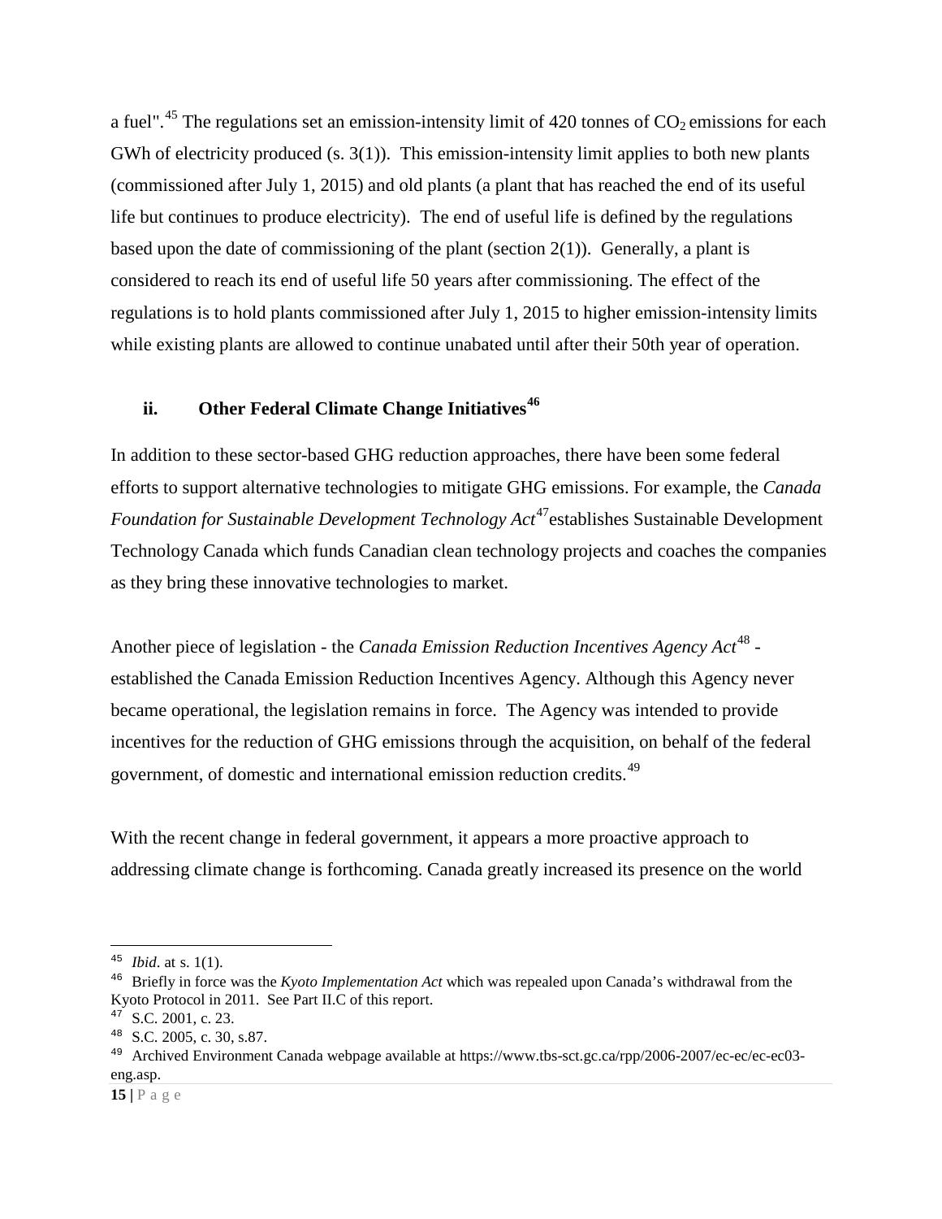a fuel".[45] The regulations set an emission-intensity limit of 420 tonnes of $CO_2$ emissions for each GWh of electricity produced (s. 3(1)). This emission-intensity limit applies to both new plants (commissioned after July 1, 2015) and old plants (a plant that has reached the end of its useful life but continues to produce electricity). The end of useful life is defined by the regulations based upon the date of commissioning of the plant (section 2(1)). Generally, a plant is considered to reach its end of useful life 50 years after commissioning. The effect of the regulations is to hold plants commissioned after July 1, 2015 to higher emission-intensity limits while existing plants are allowed to continue unabated until after their 50th year of operation.

### ii. Other Federal Climate Change Initiatives[46]

In addition to these sector-based GHG reduction approaches, there have been some federal efforts to support alternative technologies to mitigate GHG emissions. For example, the *Canada Foundation for Sustainable Development Technology Act*[47] establishes Sustainable Development Technology Canada which funds Canadian clean technology projects and coaches the companies as they bring these innovative technologies to market.

Another piece of legislation - the *Canada Emission Reduction Incentives Agency Act*[48] - established the Canada Emission Reduction Incentives Agency. Although this Agency never became operational, the legislation remains in force. The Agency was intended to provide incentives for the reduction of GHG emissions through the acquisition, on behalf of the federal government, of domestic and international emission reduction credits.[49]

With the recent change in federal government, it appears a more proactive approach to addressing climate change is forthcoming. Canada greatly increased its presence on the world

---

[45] *Ibid*. at s. 1(1).

[46] Briefly in force was the *Kyoto Implementation Act* which was repealed upon Canada's withdrawal from the Kyoto Protocol in 2011. See Part II.C of this report.

[47] S.C. 2001, c. 23.

[48] S.C. 2005, c. 30, s.87.

[49] Archived Environment Canada webpage available at https://www.tbs-sct.gc.ca/rpp/2006-2007/ec-ec/ec-ec03-eng.asp.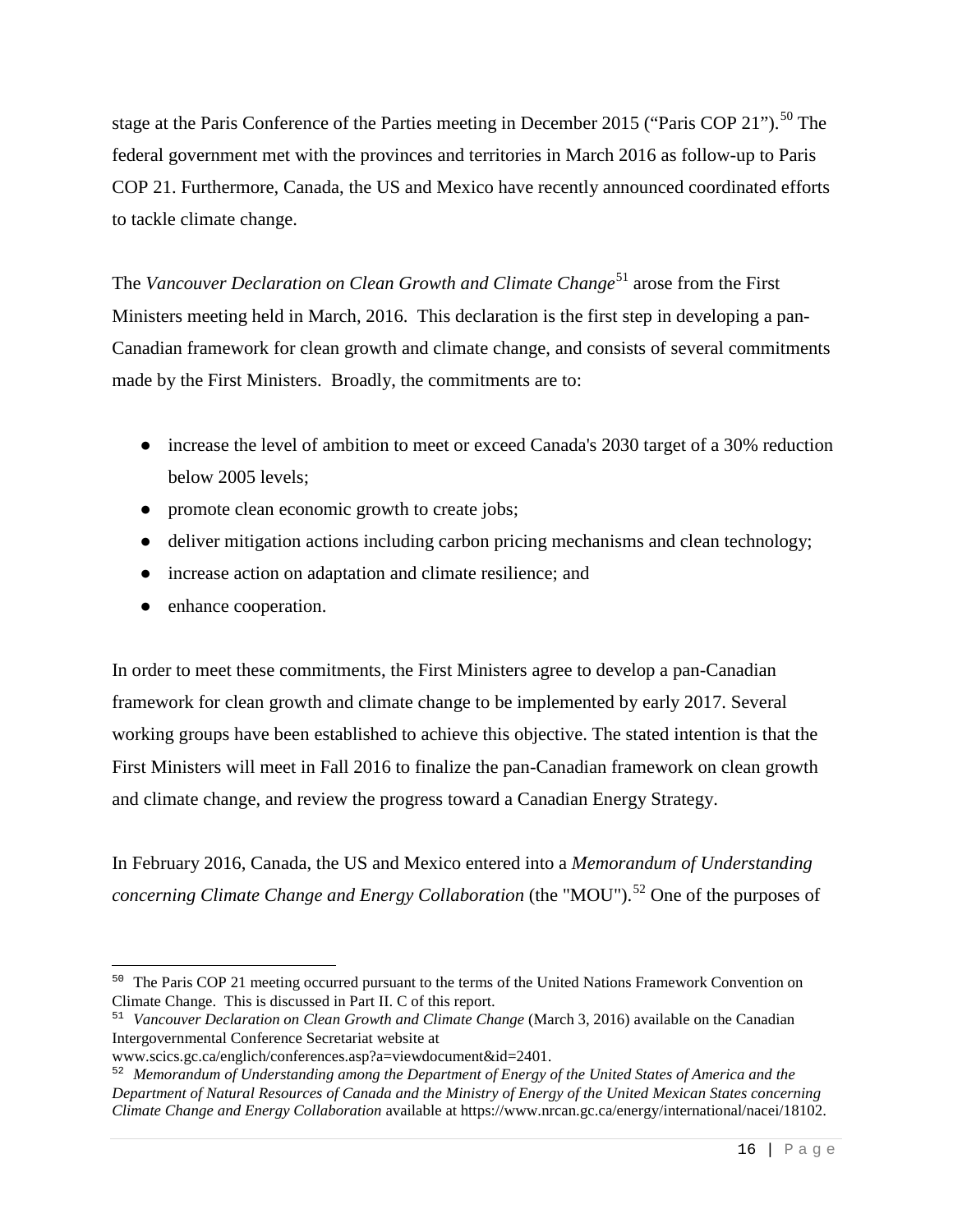stage at the Paris Conference of the Parties meeting in December 2015 ("Paris COP 21").[50] The federal government met with the provinces and territories in March 2016 as follow-up to Paris COP 21. Furthermore, Canada, the US and Mexico have recently announced coordinated efforts to tackle climate change.

The *Vancouver Declaration on Clean Growth and Climate Change*[51] arose from the First Ministers meeting held in March, 2016. This declaration is the first step in developing a pan-Canadian framework for clean growth and climate change, and consists of several commitments made by the First Ministers. Broadly, the commitments are to:

- increase the level of ambition to meet or exceed Canada's 2030 target of a 30% reduction below 2005 levels;
- promote clean economic growth to create jobs;
- deliver mitigation actions including carbon pricing mechanisms and clean technology;
- increase action on adaptation and climate resilience; and
- enhance cooperation.

In order to meet these commitments, the First Ministers agree to develop a pan-Canadian framework for clean growth and climate change to be implemented by early 2017. Several working groups have been established to achieve this objective. The stated intention is that the First Ministers will meet in Fall 2016 to finalize the pan-Canadian framework on clean growth and climate change, and review the progress toward a Canadian Energy Strategy.

In February 2016, Canada, the US and Mexico entered into a *Memorandum of Understanding concerning Climate Change and Energy Collaboration* (the "MOU").[52] One of the purposes of

---

[50] The Paris COP 21 meeting occurred pursuant to the terms of the United Nations Framework Convention on Climate Change. This is discussed in Part II. C of this report.

[51] *Vancouver Declaration on Clean Growth and Climate Change* (March 3, 2016) available on the Canadian Intergovernmental Conference Secretariat website at www.scics.gc.ca/englich/conferences.asp?a=viewdocument&id=2401.

[52] *Memorandum of Understanding among the Department of Energy of the United States of America and the Department of Natural Resources of Canada and the Ministry of Energy of the United Mexican States concerning Climate Change and Energy Collaboration* available at https://www.nrcan.gc.ca/energy/international/nacei/18102.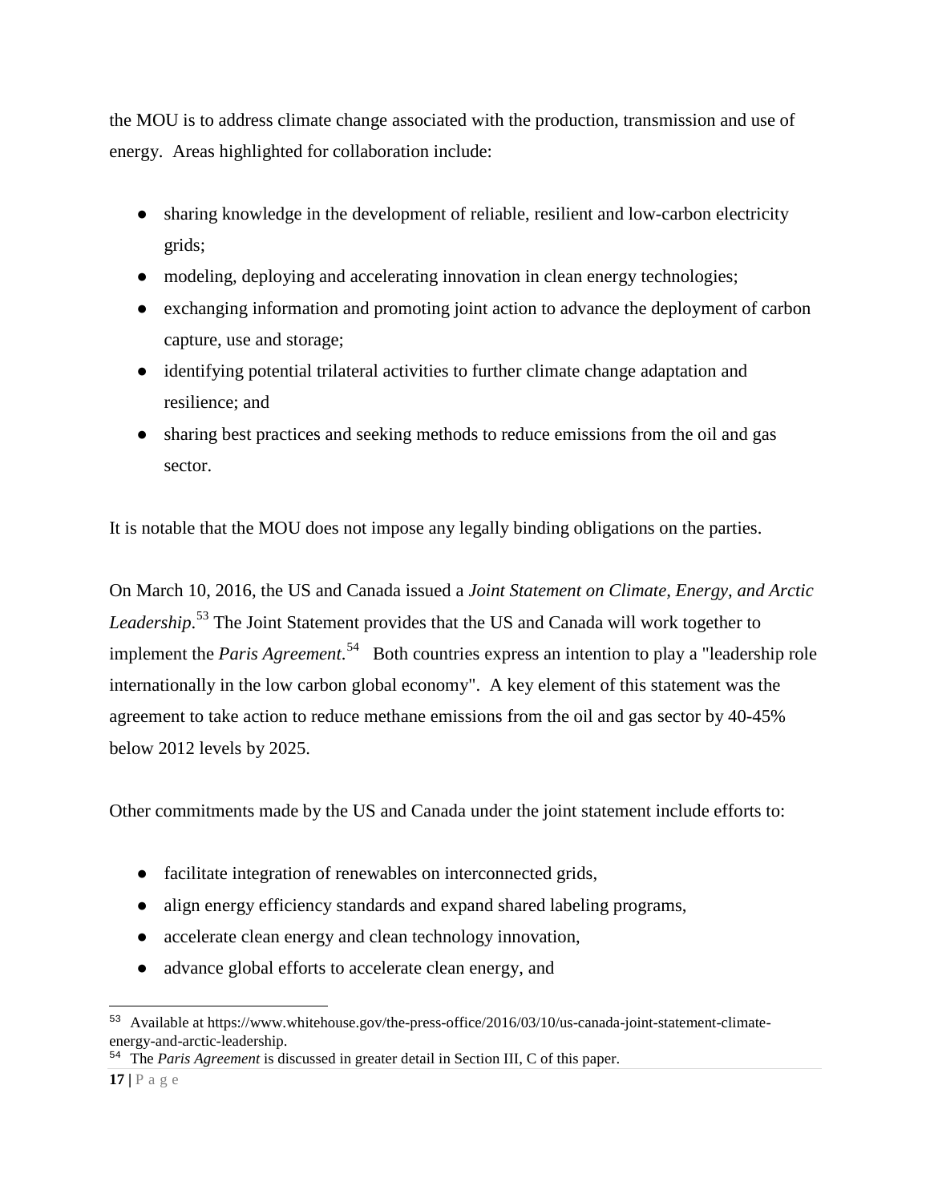the MOU is to address climate change associated with the production, transmission and use of energy. Areas highlighted for collaboration include:

- sharing knowledge in the development of reliable, resilient and low-carbon electricity grids;
- modeling, deploying and accelerating innovation in clean energy technologies;
- exchanging information and promoting joint action to advance the deployment of carbon capture, use and storage;
- identifying potential trilateral activities to further climate change adaptation and resilience; and
- sharing best practices and seeking methods to reduce emissions from the oil and gas sector.

It is notable that the MOU does not impose any legally binding obligations on the parties.

On March 10, 2016, the US and Canada issued a *Joint Statement on Climate, Energy, and Arctic Leadership*.[53] The Joint Statement provides that the US and Canada will work together to implement the *Paris Agreement*.[54] Both countries express an intention to play a "leadership role internationally in the low carbon global economy". A key element of this statement was the agreement to take action to reduce methane emissions from the oil and gas sector by 40-45% below 2012 levels by 2025.

Other commitments made by the US and Canada under the joint statement include efforts to:

- facilitate integration of renewables on interconnected grids,
- align energy efficiency standards and expand shared labeling programs,
- accelerate clean energy and clean technology innovation,
- advance global efforts to accelerate clean energy, and

[53] Available at https://www.whitehouse.gov/the-press-office/2016/03/10/us-canada-joint-statement-climate-energy-and-arctic-leadership.

[54] The *Paris Agreement* is discussed in greater detail in Section III, C of this paper.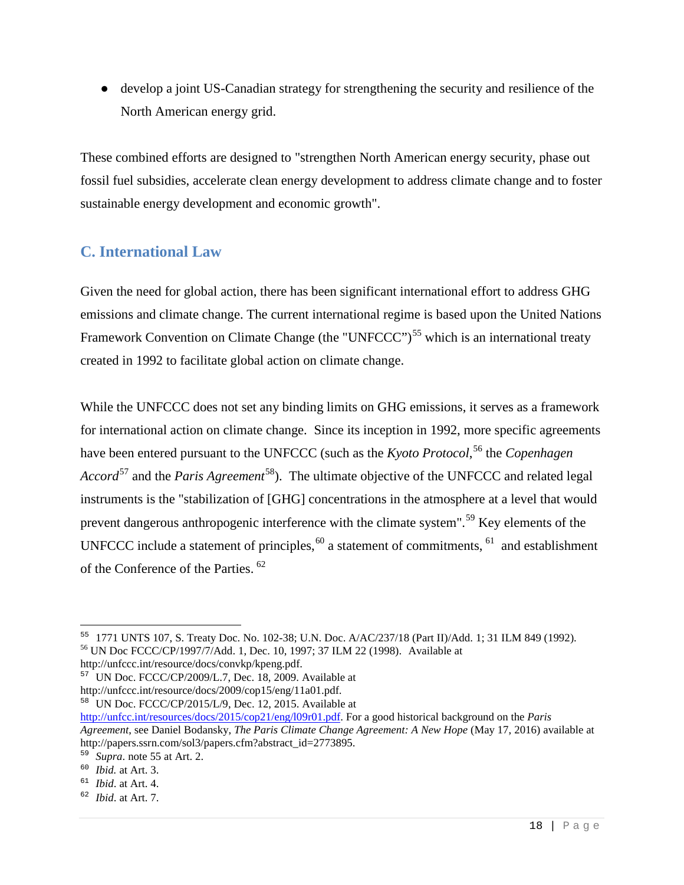- develop a joint US-Canadian strategy for strengthening the security and resilience of the North American energy grid.

These combined efforts are designed to "strengthen North American energy security, phase out fossil fuel subsidies, accelerate clean energy development to address climate change and to foster sustainable energy development and economic growth".

## C. International Law

Given the need for global action, there has been significant international effort to address GHG emissions and climate change. The current international regime is based upon the United Nations Framework Convention on Climate Change (the "UNFCCC")[55] which is an international treaty created in 1992 to facilitate global action on climate change.

While the UNFCCC does not set any binding limits on GHG emissions, it serves as a framework for international action on climate change. Since its inception in 1992, more specific agreements have been entered pursuant to the UNFCCC (such as the *Kyoto Protocol*,[56] the *Copenhagen Accord*[57] and the *Paris Agreement*[58]). The ultimate objective of the UNFCCC and related legal instruments is the "stabilization of [GHG] concentrations in the atmosphere at a level that would prevent dangerous anthropogenic interference with the climate system".[59] Key elements of the UNFCCC include a statement of principles,[60] a statement of commitments,[61] and establishment of the Conference of the Parties.[62]

---

[55] 1771 UNTS 107, S. Treaty Doc. No. 102-38; U.N. Doc. A/AC/237/18 (Part II)/Add. 1; 31 ILM 849 (1992).
[56] UN Doc FCCC/CP/1997/7/Add. 1, Dec. 10, 1997; 37 ILM 22 (1998). Available at http://unfccc.int/resource/docs/convkp/kpeng.pdf.
[57] UN Doc. FCCC/CP/2009/L.7, Dec. 18, 2009. Available at http://unfccc.int/resource/docs/2009/cop15/eng/11a01.pdf.
[58] UN Doc. FCCC/CP/2015/L/9, Dec. 12, 2015. Available at http://unfcc.int/resources/docs/2015/cop21/eng/l09r01.pdf. For a good historical background on the *Paris Agreement*, see Daniel Bodansky, *The Paris Climate Change Agreement: A New Hope* (May 17, 2016) available at http://papers.ssrn.com/sol3/papers.cfm?abstract_id=2773895.
[59] *Supra*. note 55 at Art. 2.
[60] *Ibid.* at Art. 3.
[61] *Ibid*. at Art. 4.
[62] *Ibid*. at Art. 7.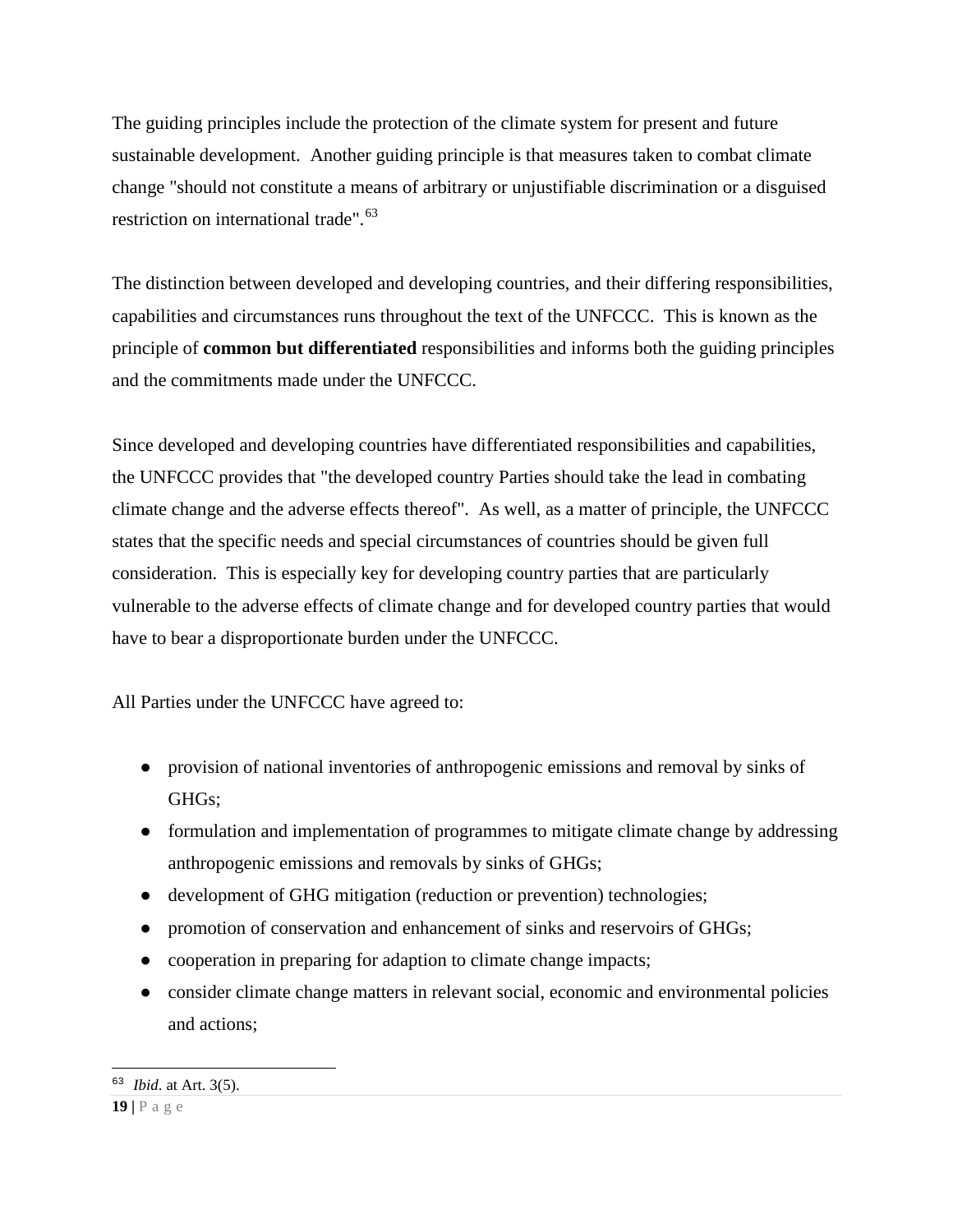The guiding principles include the protection of the climate system for present and future sustainable development. Another guiding principle is that measures taken to combat climate change "should not constitute a means of arbitrary or unjustifiable discrimination or a disguised restriction on international trade".[63]

The distinction between developed and developing countries, and their differing responsibilities, capabilities and circumstances runs throughout the text of the UNFCCC. This is known as the principle of **common but differentiated** responsibilities and informs both the guiding principles and the commitments made under the UNFCCC.

Since developed and developing countries have differentiated responsibilities and capabilities, the UNFCCC provides that "the developed country Parties should take the lead in combating climate change and the adverse effects thereof". As well, as a matter of principle, the UNFCCC states that the specific needs and special circumstances of countries should be given full consideration. This is especially key for developing country parties that are particularly vulnerable to the adverse effects of climate change and for developed country parties that would have to bear a disproportionate burden under the UNFCCC.

All Parties under the UNFCCC have agreed to:

- provision of national inventories of anthropogenic emissions and removal by sinks of GHGs;
- formulation and implementation of programmes to mitigate climate change by addressing anthropogenic emissions and removals by sinks of GHGs;
- development of GHG mitigation (reduction or prevention) technologies;
- promotion of conservation and enhancement of sinks and reservoirs of GHGs;
- cooperation in preparing for adaption to climate change impacts;
- consider climate change matters in relevant social, economic and environmental policies and actions;

[63] *Ibid*. at Art. 3(5).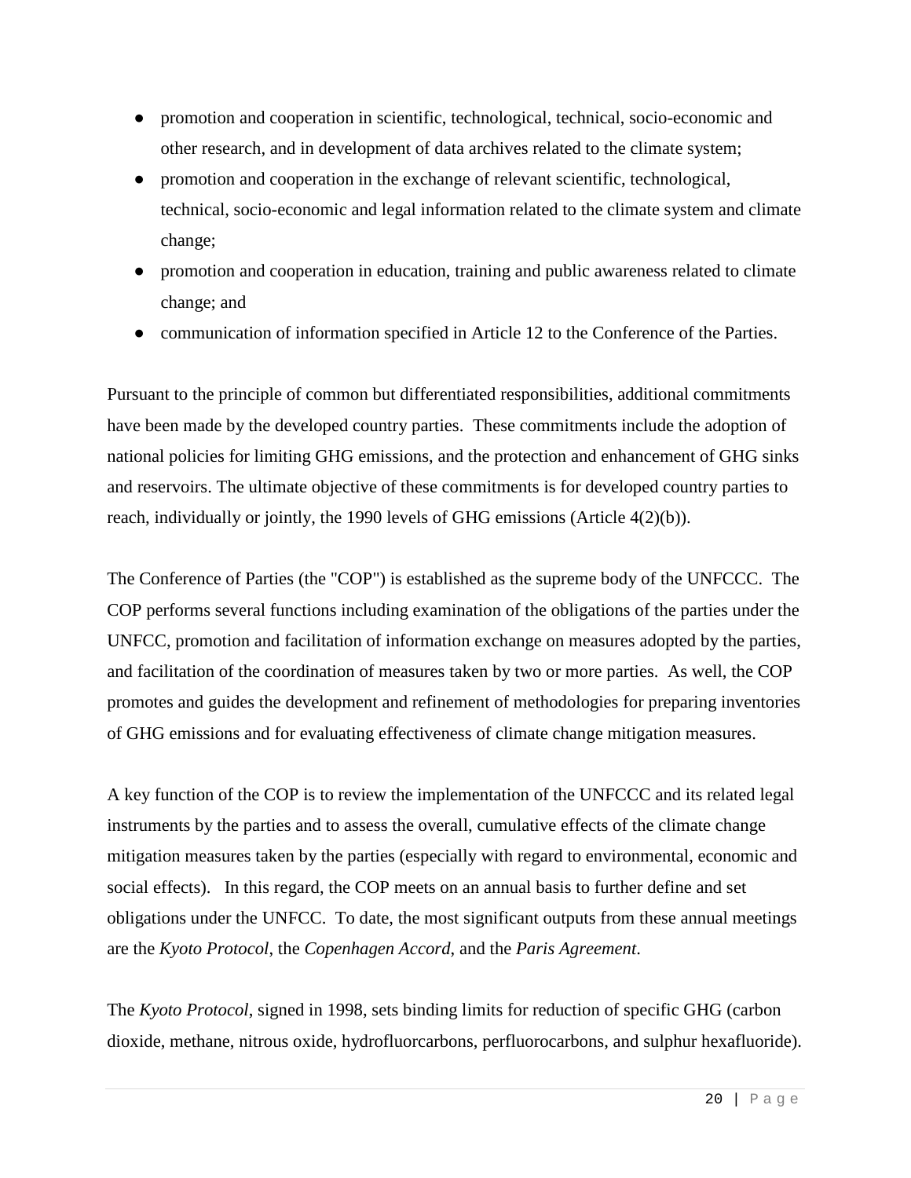- promotion and cooperation in scientific, technological, technical, socio-economic and other research, and in development of data archives related to the climate system;
- promotion and cooperation in the exchange of relevant scientific, technological, technical, socio-economic and legal information related to the climate system and climate change;
- promotion and cooperation in education, training and public awareness related to climate change; and
- communication of information specified in Article 12 to the Conference of the Parties.

Pursuant to the principle of common but differentiated responsibilities, additional commitments have been made by the developed country parties. These commitments include the adoption of national policies for limiting GHG emissions, and the protection and enhancement of GHG sinks and reservoirs. The ultimate objective of these commitments is for developed country parties to reach, individually or jointly, the 1990 levels of GHG emissions (Article 4(2)(b)).

The Conference of Parties (the "COP") is established as the supreme body of the UNFCCC. The COP performs several functions including examination of the obligations of the parties under the UNFCC, promotion and facilitation of information exchange on measures adopted by the parties, and facilitation of the coordination of measures taken by two or more parties. As well, the COP promotes and guides the development and refinement of methodologies for preparing inventories of GHG emissions and for evaluating effectiveness of climate change mitigation measures.

A key function of the COP is to review the implementation of the UNFCCC and its related legal instruments by the parties and to assess the overall, cumulative effects of the climate change mitigation measures taken by the parties (especially with regard to environmental, economic and social effects). In this regard, the COP meets on an annual basis to further define and set obligations under the UNFCC. To date, the most significant outputs from these annual meetings are the *Kyoto Protocol*, the *Copenhagen Accord*, and the *Paris Agreement*.

The *Kyoto Protocol*, signed in 1998, sets binding limits for reduction of specific GHG (carbon dioxide, methane, nitrous oxide, hydrofluorcarbons, perfluorocarbons, and sulphur hexafluoride).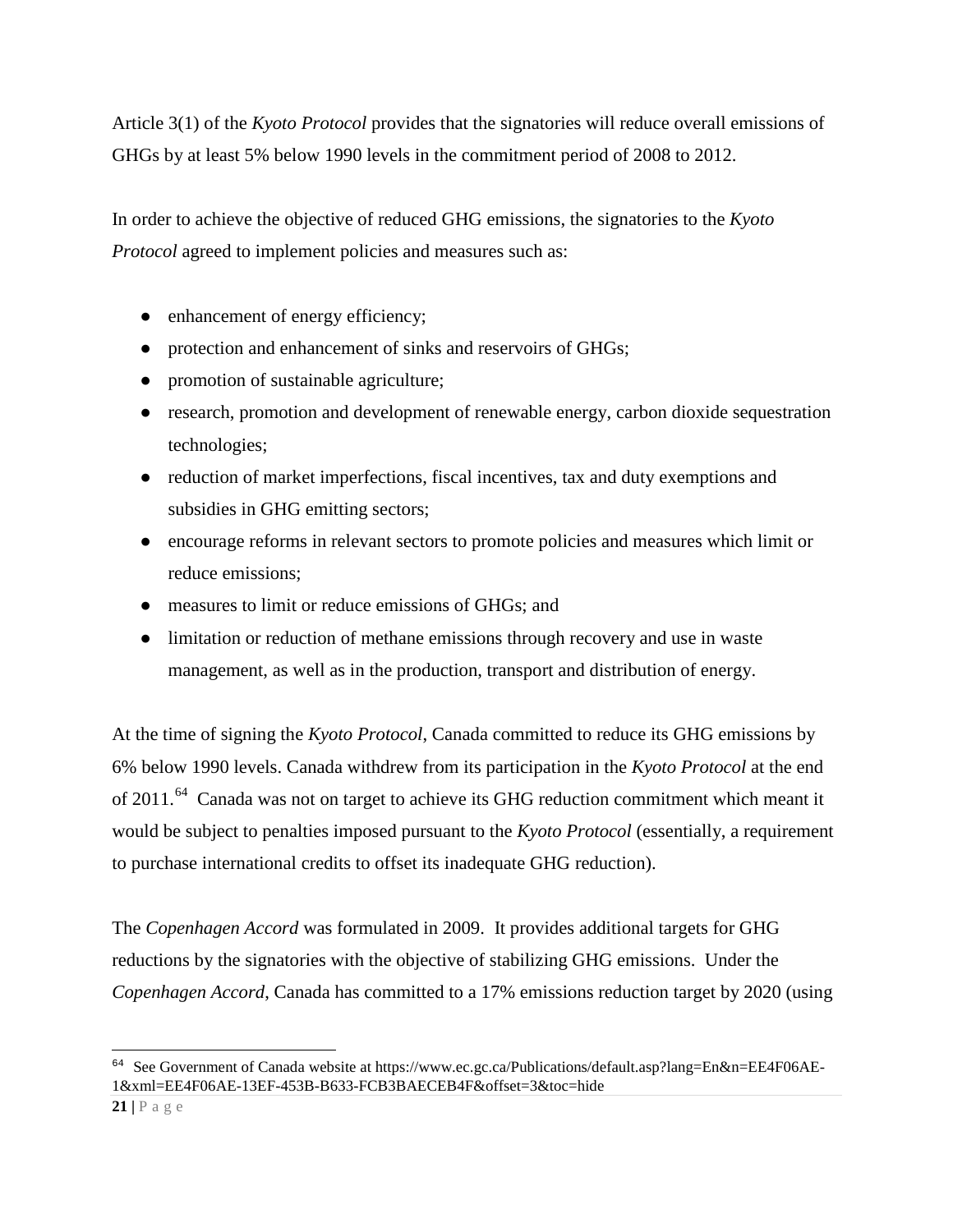Article 3(1) of the *Kyoto Protocol* provides that the signatories will reduce overall emissions of GHGs by at least 5% below 1990 levels in the commitment period of 2008 to 2012.

In order to achieve the objective of reduced GHG emissions, the signatories to the *Kyoto Protocol* agreed to implement policies and measures such as:

- enhancement of energy efficiency;
- protection and enhancement of sinks and reservoirs of GHGs;
- promotion of sustainable agriculture;
- research, promotion and development of renewable energy, carbon dioxide sequestration technologies;
- reduction of market imperfections, fiscal incentives, tax and duty exemptions and subsidies in GHG emitting sectors;
- encourage reforms in relevant sectors to promote policies and measures which limit or reduce emissions;
- measures to limit or reduce emissions of GHGs; and
- limitation or reduction of methane emissions through recovery and use in waste management, as well as in the production, transport and distribution of energy.

At the time of signing the *Kyoto Protocol*, Canada committed to reduce its GHG emissions by 6% below 1990 levels. Canada withdrew from its participation in the *Kyoto Protocol* at the end of 2011.[64] Canada was not on target to achieve its GHG reduction commitment which meant it would be subject to penalties imposed pursuant to the *Kyoto Protocol* (essentially, a requirement to purchase international credits to offset its inadequate GHG reduction).

The *Copenhagen Accord* was formulated in 2009. It provides additional targets for GHG reductions by the signatories with the objective of stabilizing GHG emissions. Under the *Copenhagen Accord*, Canada has committed to a 17% emissions reduction target by 2020 (using

---

[64] See Government of Canada website at https://www.ec.gc.ca/Publications/default.asp?lang=En&n=EE4F06AE-1&xml=EE4F06AE-13EF-453B-B633-FCB3BAECEB4F&offset=3&toc=hide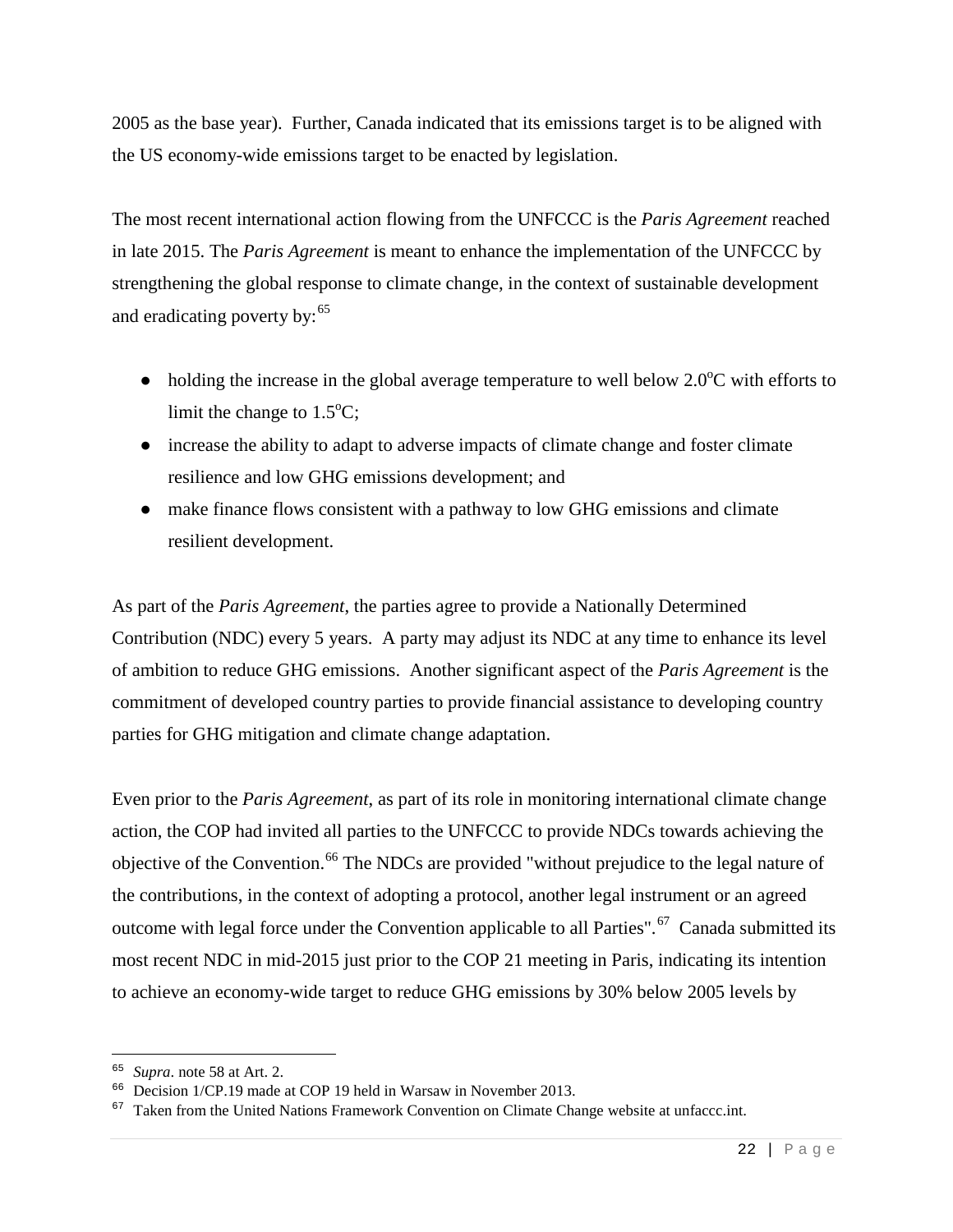2005 as the base year). Further, Canada indicated that its emissions target is to be aligned with the US economy-wide emissions target to be enacted by legislation.

The most recent international action flowing from the UNFCCC is the *Paris Agreement* reached in late 2015. The *Paris Agreement* is meant to enhance the implementation of the UNFCCC by strengthening the global response to climate change, in the context of sustainable development and eradicating poverty by:[65]

- holding the increase in the global average temperature to well below 2.0°C with efforts to limit the change to 1.5°C;
- increase the ability to adapt to adverse impacts of climate change and foster climate resilience and low GHG emissions development; and
- make finance flows consistent with a pathway to low GHG emissions and climate resilient development.

As part of the *Paris Agreement*, the parties agree to provide a Nationally Determined Contribution (NDC) every 5 years. A party may adjust its NDC at any time to enhance its level of ambition to reduce GHG emissions. Another significant aspect of the *Paris Agreement* is the commitment of developed country parties to provide financial assistance to developing country parties for GHG mitigation and climate change adaptation.

Even prior to the *Paris Agreement*, as part of its role in monitoring international climate change action, the COP had invited all parties to the UNFCCC to provide NDCs towards achieving the objective of the Convention.[66] The NDCs are provided "without prejudice to the legal nature of the contributions, in the context of adopting a protocol, another legal instrument or an agreed outcome with legal force under the Convention applicable to all Parties".[67] Canada submitted its most recent NDC in mid-2015 just prior to the COP 21 meeting in Paris, indicating its intention to achieve an economy-wide target to reduce GHG emissions by 30% below 2005 levels by

---

[65] *Supra*. note 58 at Art. 2.

[66] Decision 1/CP.19 made at COP 19 held in Warsaw in November 2013.

[67] Taken from the United Nations Framework Convention on Climate Change website at unfaccc.int.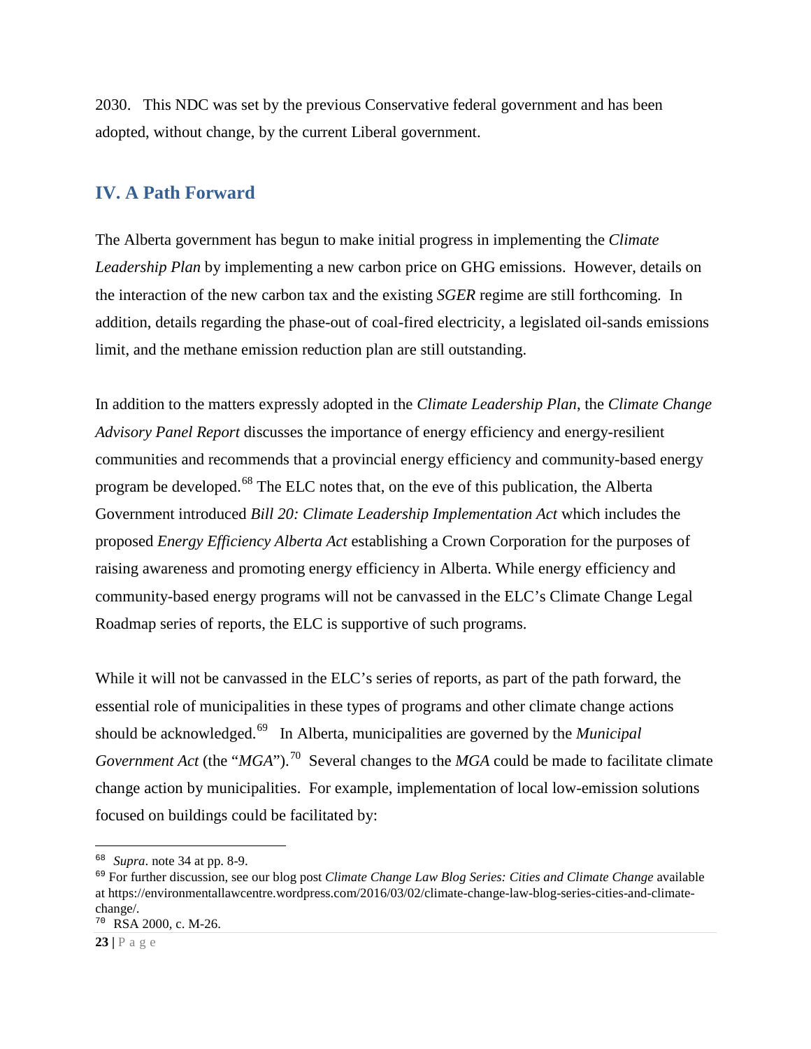2030. This NDC was set by the previous Conservative federal government and has been adopted, without change, by the current Liberal government.

## IV. A Path Forward

The Alberta government has begun to make initial progress in implementing the *Climate Leadership Plan* by implementing a new carbon price on GHG emissions. However, details on the interaction of the new carbon tax and the existing *SGER* regime are still forthcoming. In addition, details regarding the phase-out of coal-fired electricity, a legislated oil-sands emissions limit, and the methane emission reduction plan are still outstanding.

In addition to the matters expressly adopted in the *Climate Leadership Plan*, the *Climate Change Advisory Panel Report* discusses the importance of energy efficiency and energy-resilient communities and recommends that a provincial energy efficiency and community-based energy program be developed.[68] The ELC notes that, on the eve of this publication, the Alberta Government introduced *Bill 20: Climate Leadership Implementation Act* which includes the proposed *Energy Efficiency Alberta Act* establishing a Crown Corporation for the purposes of raising awareness and promoting energy efficiency in Alberta. While energy efficiency and community-based energy programs will not be canvassed in the ELC's Climate Change Legal Roadmap series of reports, the ELC is supportive of such programs.

While it will not be canvassed in the ELC's series of reports, as part of the path forward, the essential role of municipalities in these types of programs and other climate change actions should be acknowledged.[69] In Alberta, municipalities are governed by the *Municipal Government Act* (the "*MGA*").[70] Several changes to the *MGA* could be made to facilitate climate change action by municipalities. For example, implementation of local low-emission solutions focused on buildings could be facilitated by:

---

[68] *Supra*. note 34 at pp. 8-9.

[69] For further discussion, see our blog post *Climate Change Law Blog Series: Cities and Climate Change* available at https://environmentallawcentre.wordpress.com/2016/03/02/climate-change-law-blog-series-cities-and-climate-change/.

[70] RSA 2000, c. M-26.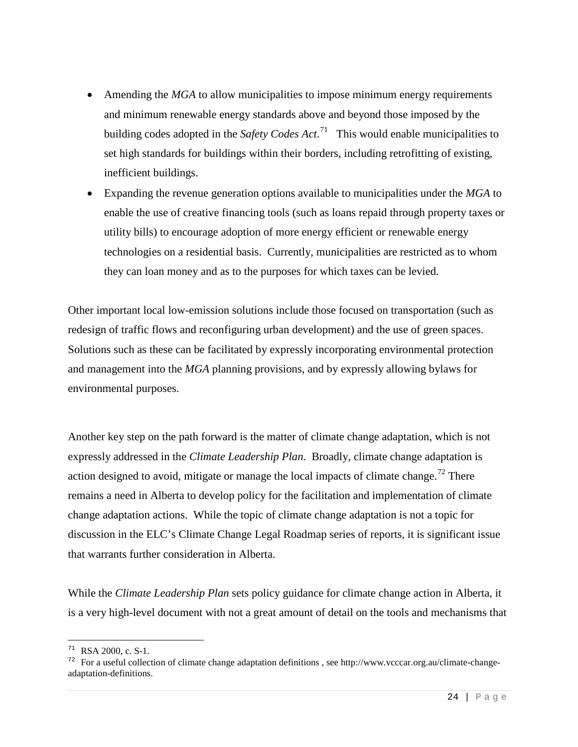- Amending the *MGA* to allow municipalities to impose minimum energy requirements and minimum renewable energy standards above and beyond those imposed by the building codes adopted in the *Safety Codes Act*.[71] This would enable municipalities to set high standards for buildings within their borders, including retrofitting of existing, inefficient buildings.
- Expanding the revenue generation options available to municipalities under the *MGA* to enable the use of creative financing tools (such as loans repaid through property taxes or utility bills) to encourage adoption of more energy efficient or renewable energy technologies on a residential basis. Currently, municipalities are restricted as to whom they can loan money and as to the purposes for which taxes can be levied.

Other important local low-emission solutions include those focused on transportation (such as redesign of traffic flows and reconfiguring urban development) and the use of green spaces. Solutions such as these can be facilitated by expressly incorporating environmental protection and management into the *MGA* planning provisions, and by expressly allowing bylaws for environmental purposes.

Another key step on the path forward is the matter of climate change adaptation, which is not expressly addressed in the *Climate Leadership Plan*. Broadly, climate change adaptation is action designed to avoid, mitigate or manage the local impacts of climate change.[72] There remains a need in Alberta to develop policy for the facilitation and implementation of climate change adaptation actions. While the topic of climate change adaptation is not a topic for discussion in the ELC's Climate Change Legal Roadmap series of reports, it is significant issue that warrants further consideration in Alberta.

While the *Climate Leadership Plan* sets policy guidance for climate change action in Alberta, it is a very high-level document with not a great amount of detail on the tools and mechanisms that

---

[71] RSA 2000, c. S-1.

[72] For a useful collection of climate change adaptation definitions , see http://www.vcccar.org.au/climate-change-adaptation-definitions.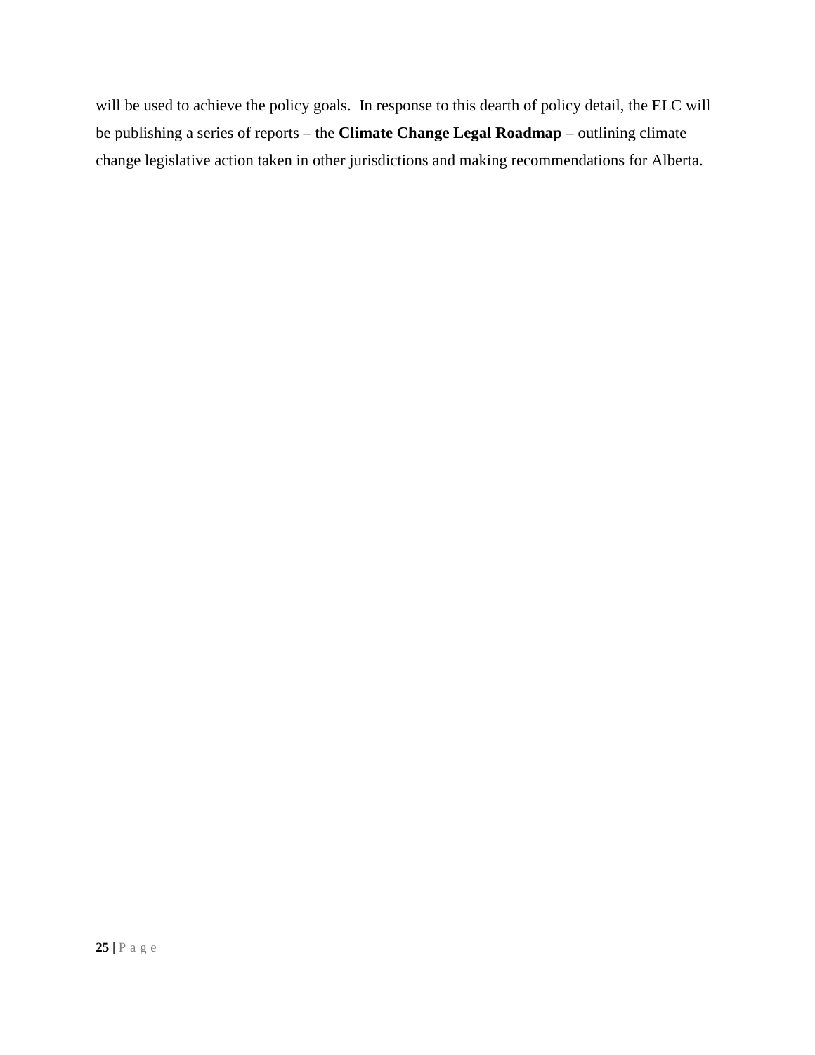will be used to achieve the policy goals. In response to this dearth of policy detail, the ELC will be publishing a series of reports – the **Climate Change Legal Roadmap** – outlining climate change legislative action taken in other jurisdictions and making recommendations for Alberta.